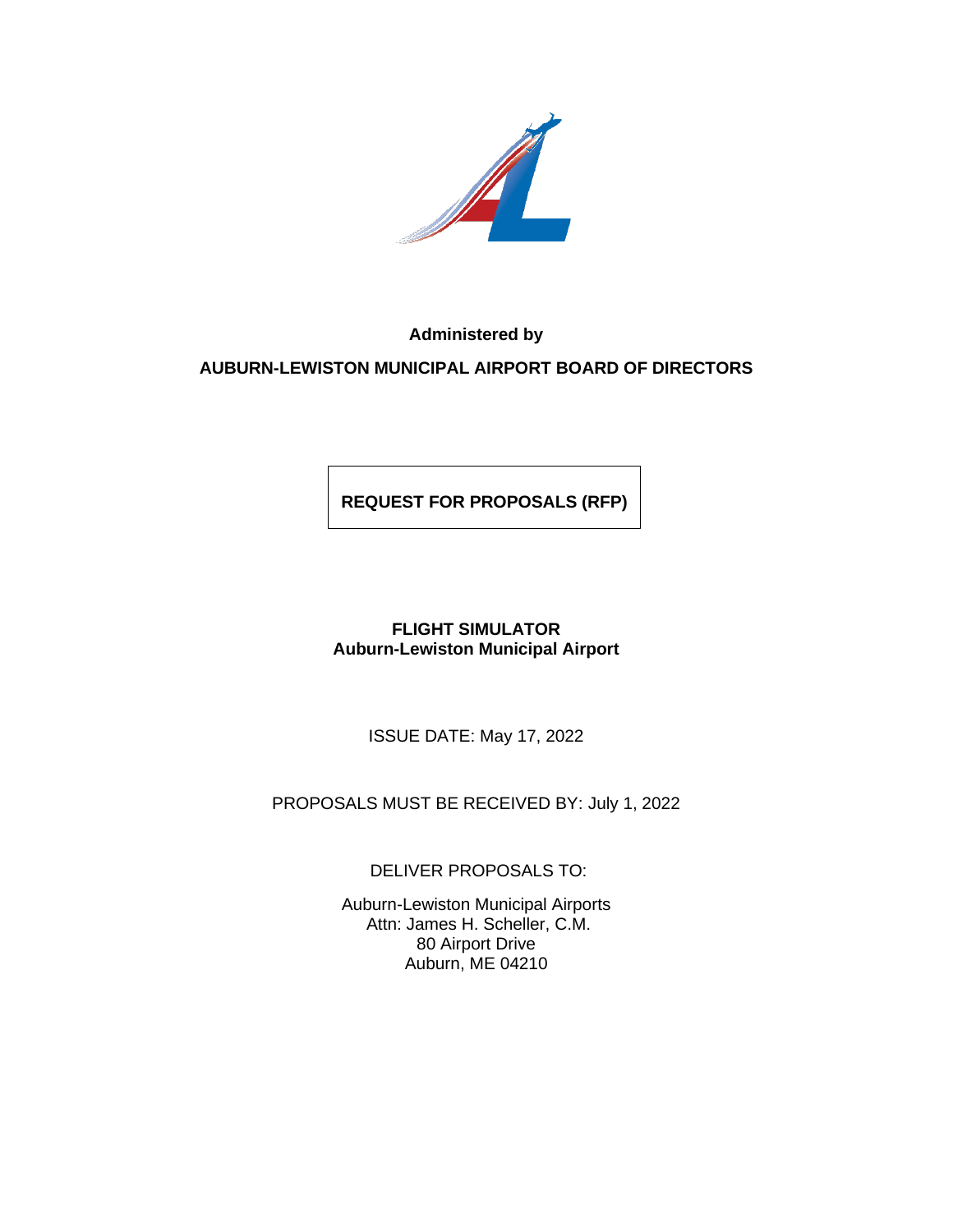**Administered by**

**AUBURN-LEWISTON MUNICIPAL AIRPORT BOARD OF DIRECTORS**

# REQUEST FOR PROPOSALS (RFP)

**FLIGHT SIMULATOR**
**Auburn-Lewiston Municipal Airport**

ISSUE DATE: May 17, 2022

PROPOSALS MUST BE RECEIVED BY: July 1, 2022

DELIVER PROPOSALS TO:

Auburn-Lewiston Municipal Airports
Attn: James H. Scheller, C.M.
80 Airport Drive
Auburn, ME 04210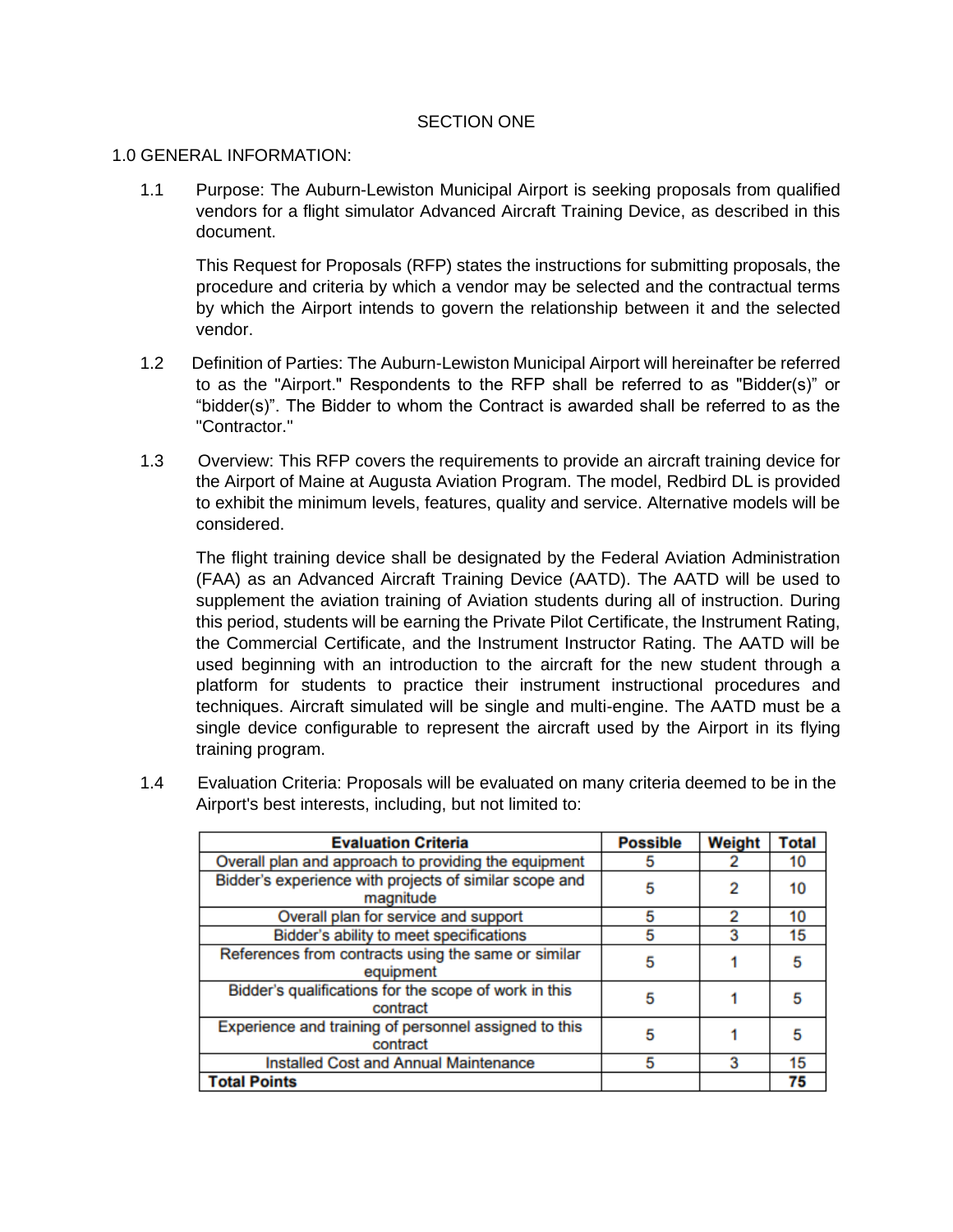# SECTION ONE

## 1.0 GENERAL INFORMATION:

1.1 Purpose: The Auburn-Lewiston Municipal Airport is seeking proposals from qualified vendors for a flight simulator Advanced Aircraft Training Device, as described in this document.

This Request for Proposals (RFP) states the instructions for submitting proposals, the procedure and criteria by which a vendor may be selected and the contractual terms by which the Airport intends to govern the relationship between it and the selected vendor.

1.2 Definition of Parties: The Auburn-Lewiston Municipal Airport will hereinafter be referred to as the "Airport." Respondents to the RFP shall be referred to as "Bidder(s)" or "bidder(s)". The Bidder to whom the Contract is awarded shall be referred to as the "Contractor."

1.3 Overview: This RFP covers the requirements to provide an aircraft training device for the Airport of Maine at Augusta Aviation Program. The model, Redbird DL is provided to exhibit the minimum levels, features, quality and service. Alternative models will be considered.

The flight training device shall be designated by the Federal Aviation Administration (FAA) as an Advanced Aircraft Training Device (AATD). The AATD will be used to supplement the aviation training of Aviation students during all of instruction. During this period, students will be earning the Private Pilot Certificate, the Instrument Rating, the Commercial Certificate, and the Instrument Instructor Rating. The AATD will be used beginning with an introduction to the aircraft for the new student through a platform for students to practice their instrument instructional procedures and techniques. Aircraft simulated will be single and multi-engine. The AATD must be a single device configurable to represent the aircraft used by the Airport in its flying training program.

1.4 Evaluation Criteria: Proposals will be evaluated on many criteria deemed to be in the Airport's best interests, including, but not limited to:

| Evaluation Criteria | Possible | Weight | Total |
|---|---|---|---|
| Overall plan and approach to providing the equipment | 5 | 2 | 10 |
| Bidder's experience with projects of similar scope and magnitude | 5 | 2 | 10 |
| Overall plan for service and support | 5 | 2 | 10 |
| Bidder's ability to meet specifications | 5 | 3 | 15 |
| References from contracts using the same or similar equipment | 5 | 1 | 5 |
| Bidder's qualifications for the scope of work in this contract | 5 | 1 | 5 |
| Experience and training of personnel assigned to this contract | 5 | 1 | 5 |
| Installed Cost and Annual Maintenance | 5 | 3 | 15 |
| **Total Points** | | | **75** |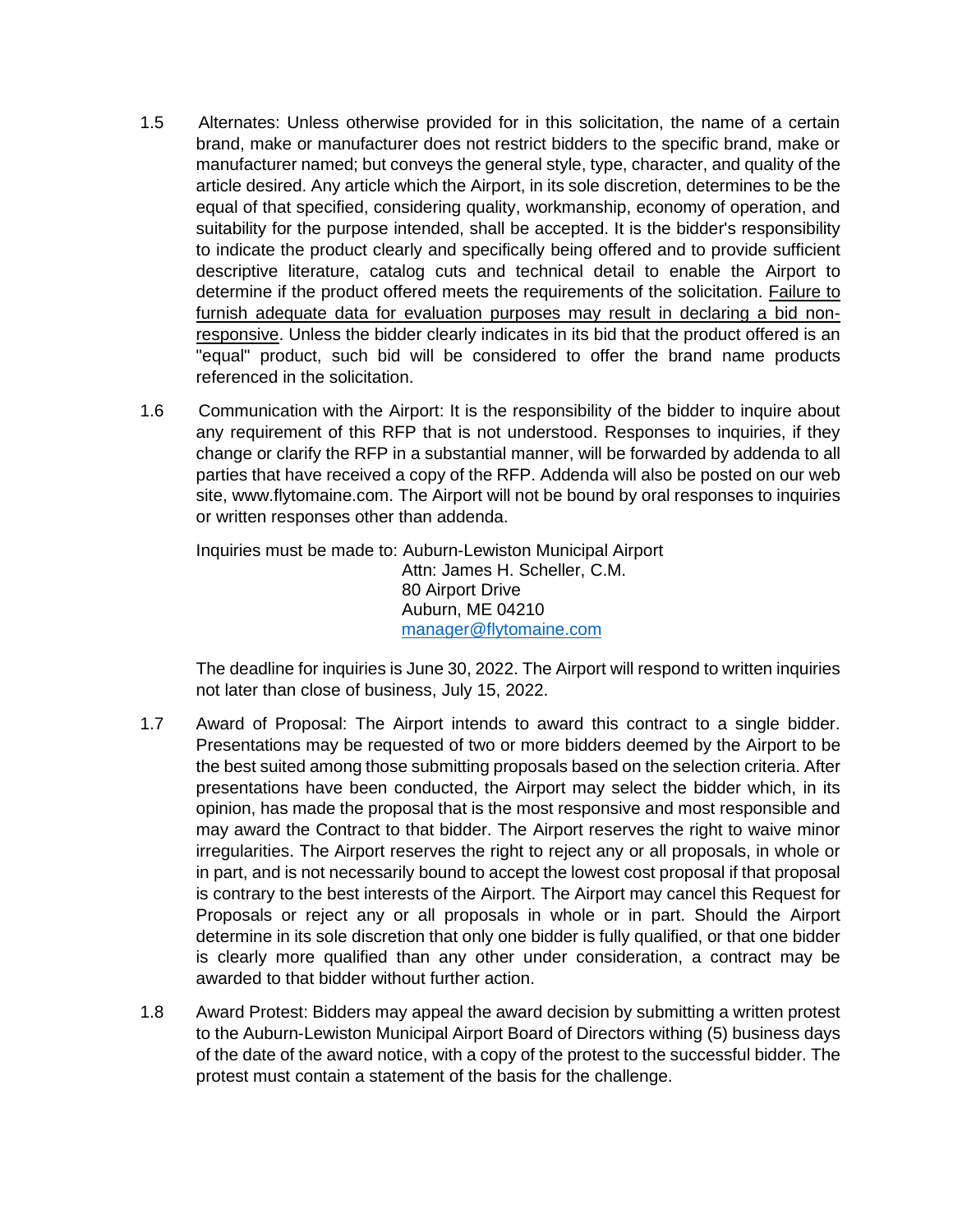1.5 Alternates: Unless otherwise provided for in this solicitation, the name of a certain brand, make or manufacturer does not restrict bidders to the specific brand, make or manufacturer named; but conveys the general style, type, character, and quality of the article desired. Any article which the Airport, in its sole discretion, determines to be the equal of that specified, considering quality, workmanship, economy of operation, and suitability for the purpose intended, shall be accepted. It is the bidder's responsibility to indicate the product clearly and specifically being offered and to provide sufficient descriptive literature, catalog cuts and technical detail to enable the Airport to determine if the product offered meets the requirements of the solicitation. <u>Failure to furnish adequate data for evaluation purposes may result in declaring a bid non-responsive</u>. Unless the bidder clearly indicates in its bid that the product offered is an "equal" product, such bid will be considered to offer the brand name products referenced in the solicitation.

1.6 Communication with the Airport: It is the responsibility of the bidder to inquire about any requirement of this RFP that is not understood. Responses to inquiries, if they change or clarify the RFP in a substantial manner, will be forwarded by addenda to all parties that have received a copy of the RFP. Addenda will also be posted on our web site, www.flytomaine.com. The Airport will not be bound by oral responses to inquiries or written responses other than addenda.

Inquiries must be made to: Auburn-Lewiston Municipal Airport
Attn: James H. Scheller, C.M.
80 Airport Drive
Auburn, ME 04210
manager@flytomaine.com

The deadline for inquiries is June 30, 2022. The Airport will respond to written inquiries not later than close of business, July 15, 2022.

1.7 Award of Proposal: The Airport intends to award this contract to a single bidder. Presentations may be requested of two or more bidders deemed by the Airport to be the best suited among those submitting proposals based on the selection criteria. After presentations have been conducted, the Airport may select the bidder which, in its opinion, has made the proposal that is the most responsive and most responsible and may award the Contract to that bidder. The Airport reserves the right to waive minor irregularities. The Airport reserves the right to reject any or all proposals, in whole or in part, and is not necessarily bound to accept the lowest cost proposal if that proposal is contrary to the best interests of the Airport. The Airport may cancel this Request for Proposals or reject any or all proposals in whole or in part. Should the Airport determine in its sole discretion that only one bidder is fully qualified, or that one bidder is clearly more qualified than any other under consideration, a contract may be awarded to that bidder without further action.

1.8 Award Protest: Bidders may appeal the award decision by submitting a written protest to the Auburn-Lewiston Municipal Airport Board of Directors withing (5) business days of the date of the award notice, with a copy of the protest to the successful bidder. The protest must contain a statement of the basis for the challenge.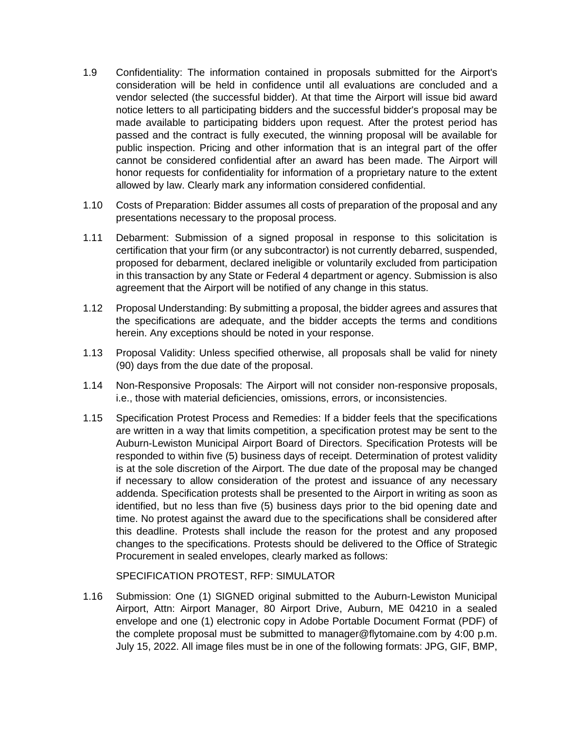1.9 Confidentiality: The information contained in proposals submitted for the Airport's consideration will be held in confidence until all evaluations are concluded and a vendor selected (the successful bidder). At that time the Airport will issue bid award notice letters to all participating bidders and the successful bidder's proposal may be made available to participating bidders upon request. After the protest period has passed and the contract is fully executed, the winning proposal will be available for public inspection. Pricing and other information that is an integral part of the offer cannot be considered confidential after an award has been made. The Airport will honor requests for confidentiality for information of a proprietary nature to the extent allowed by law. Clearly mark any information considered confidential.

1.10 Costs of Preparation: Bidder assumes all costs of preparation of the proposal and any presentations necessary to the proposal process.

1.11 Debarment: Submission of a signed proposal in response to this solicitation is certification that your firm (or any subcontractor) is not currently debarred, suspended, proposed for debarment, declared ineligible or voluntarily excluded from participation in this transaction by any State or Federal 4 department or agency. Submission is also agreement that the Airport will be notified of any change in this status.

1.12 Proposal Understanding: By submitting a proposal, the bidder agrees and assures that the specifications are adequate, and the bidder accepts the terms and conditions herein. Any exceptions should be noted in your response.

1.13 Proposal Validity: Unless specified otherwise, all proposals shall be valid for ninety (90) days from the due date of the proposal.

1.14 Non-Responsive Proposals: The Airport will not consider non-responsive proposals, i.e., those with material deficiencies, omissions, errors, or inconsistencies.

1.15 Specification Protest Process and Remedies: If a bidder feels that the specifications are written in a way that limits competition, a specification protest may be sent to the Auburn-Lewiston Municipal Airport Board of Directors. Specification Protests will be responded to within five (5) business days of receipt. Determination of protest validity is at the sole discretion of the Airport. The due date of the proposal may be changed if necessary to allow consideration of the protest and issuance of any necessary addenda. Specification protests shall be presented to the Airport in writing as soon as identified, but no less than five (5) business days prior to the bid opening date and time. No protest against the award due to the specifications shall be considered after this deadline. Protests shall include the reason for the protest and any proposed changes to the specifications. Protests should be delivered to the Office of Strategic Procurement in sealed envelopes, clearly marked as follows:

SPECIFICATION PROTEST, RFP: SIMULATOR

1.16 Submission: One (1) SIGNED original submitted to the Auburn-Lewiston Municipal Airport, Attn: Airport Manager, 80 Airport Drive, Auburn, ME 04210 in a sealed envelope and one (1) electronic copy in Adobe Portable Document Format (PDF) of the complete proposal must be submitted to manager@flytomaine.com by 4:00 p.m. July 15, 2022. All image files must be in one of the following formats: JPG, GIF, BMP,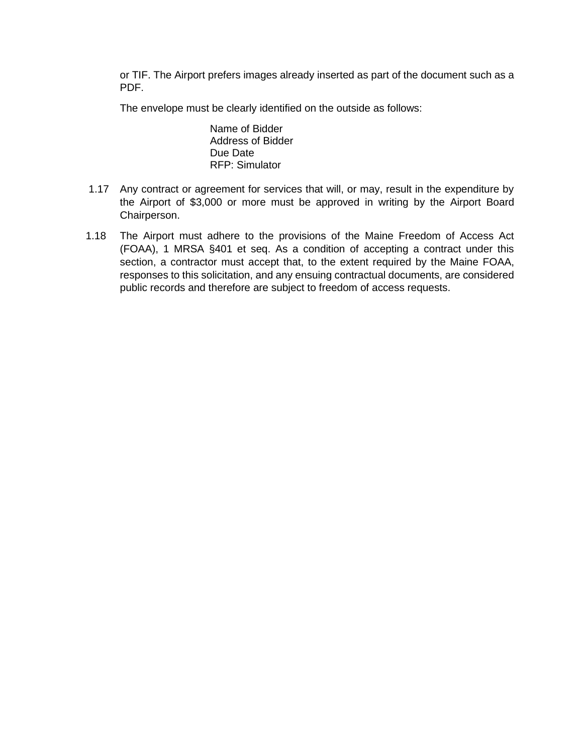or TIF. The Airport prefers images already inserted as part of the document such as a PDF.

The envelope must be clearly identified on the outside as follows:

> Name of Bidder
> Address of Bidder
> Due Date
> RFP: Simulator

1.17 Any contract or agreement for services that will, or may, result in the expenditure by the Airport of $3,000 or more must be approved in writing by the Airport Board Chairperson.

1.18 The Airport must adhere to the provisions of the Maine Freedom of Access Act (FOAA), 1 MRSA §401 et seq. As a condition of accepting a contract under this section, a contractor must accept that, to the extent required by the Maine FOAA, responses to this solicitation, and any ensuing contractual documents, are considered public records and therefore are subject to freedom of access requests.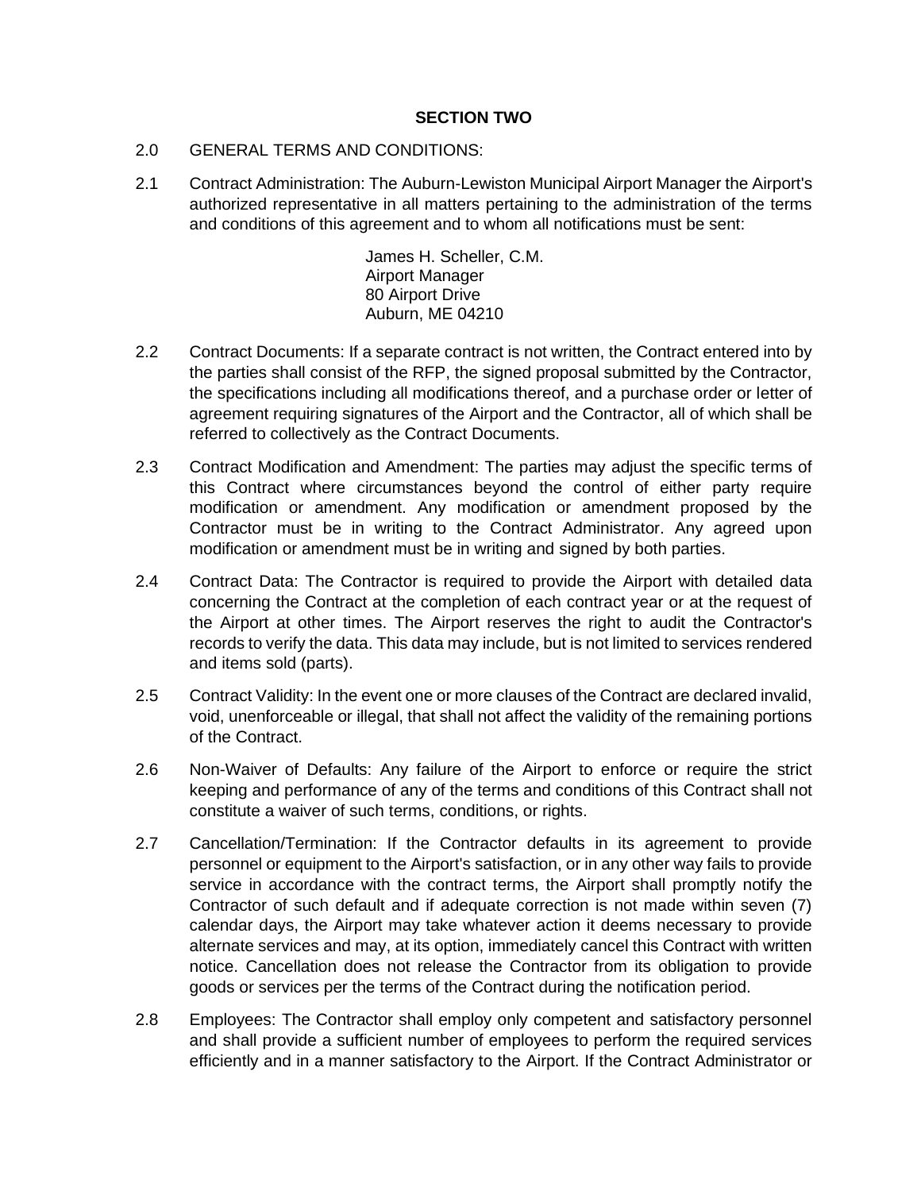**SECTION TWO**

2.0 GENERAL TERMS AND CONDITIONS:

2.1 Contract Administration: The Auburn-Lewiston Municipal Airport Manager the Airport's authorized representative in all matters pertaining to the administration of the terms and conditions of this agreement and to whom all notifications must be sent:

James H. Scheller, C.M.
Airport Manager
80 Airport Drive
Auburn, ME 04210

2.2 Contract Documents: If a separate contract is not written, the Contract entered into by the parties shall consist of the RFP, the signed proposal submitted by the Contractor, the specifications including all modifications thereof, and a purchase order or letter of agreement requiring signatures of the Airport and the Contractor, all of which shall be referred to collectively as the Contract Documents.

2.3 Contract Modification and Amendment: The parties may adjust the specific terms of this Contract where circumstances beyond the control of either party require modification or amendment. Any modification or amendment proposed by the Contractor must be in writing to the Contract Administrator. Any agreed upon modification or amendment must be in writing and signed by both parties.

2.4 Contract Data: The Contractor is required to provide the Airport with detailed data concerning the Contract at the completion of each contract year or at the request of the Airport at other times. The Airport reserves the right to audit the Contractor's records to verify the data. This data may include, but is not limited to services rendered and items sold (parts).

2.5 Contract Validity: In the event one or more clauses of the Contract are declared invalid, void, unenforceable or illegal, that shall not affect the validity of the remaining portions of the Contract.

2.6 Non-Waiver of Defaults: Any failure of the Airport to enforce or require the strict keeping and performance of any of the terms and conditions of this Contract shall not constitute a waiver of such terms, conditions, or rights.

2.7 Cancellation/Termination: If the Contractor defaults in its agreement to provide personnel or equipment to the Airport's satisfaction, or in any other way fails to provide service in accordance with the contract terms, the Airport shall promptly notify the Contractor of such default and if adequate correction is not made within seven (7) calendar days, the Airport may take whatever action it deems necessary to provide alternate services and may, at its option, immediately cancel this Contract with written notice. Cancellation does not release the Contractor from its obligation to provide goods or services per the terms of the Contract during the notification period.

2.8 Employees: The Contractor shall employ only competent and satisfactory personnel and shall provide a sufficient number of employees to perform the required services efficiently and in a manner satisfactory to the Airport. If the Contract Administrator or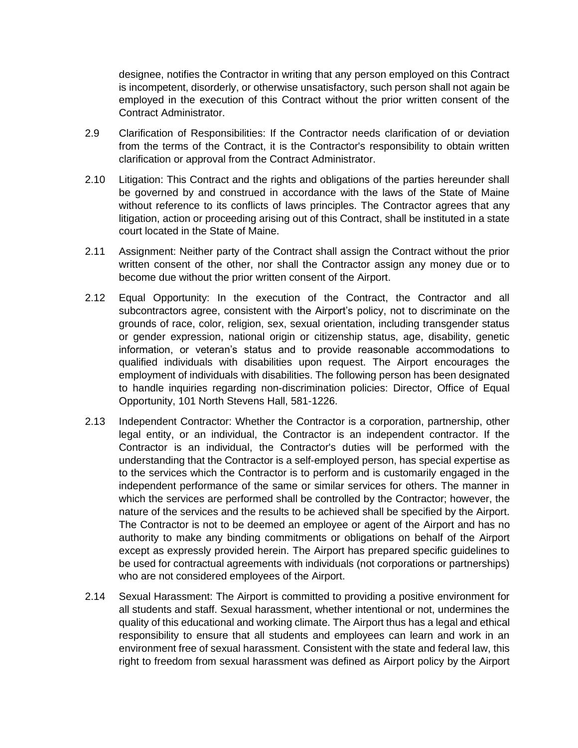designee, notifies the Contractor in writing that any person employed on this Contract is incompetent, disorderly, or otherwise unsatisfactory, such person shall not again be employed in the execution of this Contract without the prior written consent of the Contract Administrator.

2.9 Clarification of Responsibilities: If the Contractor needs clarification of or deviation from the terms of the Contract, it is the Contractor's responsibility to obtain written clarification or approval from the Contract Administrator.

2.10 Litigation: This Contract and the rights and obligations of the parties hereunder shall be governed by and construed in accordance with the laws of the State of Maine without reference to its conflicts of laws principles. The Contractor agrees that any litigation, action or proceeding arising out of this Contract, shall be instituted in a state court located in the State of Maine.

2.11 Assignment: Neither party of the Contract shall assign the Contract without the prior written consent of the other, nor shall the Contractor assign any money due or to become due without the prior written consent of the Airport.

2.12 Equal Opportunity: In the execution of the Contract, the Contractor and all subcontractors agree, consistent with the Airport's policy, not to discriminate on the grounds of race, color, religion, sex, sexual orientation, including transgender status or gender expression, national origin or citizenship status, age, disability, genetic information, or veteran's status and to provide reasonable accommodations to qualified individuals with disabilities upon request. The Airport encourages the employment of individuals with disabilities. The following person has been designated to handle inquiries regarding non-discrimination policies: Director, Office of Equal Opportunity, 101 North Stevens Hall, 581-1226.

2.13 Independent Contractor: Whether the Contractor is a corporation, partnership, other legal entity, or an individual, the Contractor is an independent contractor. If the Contractor is an individual, the Contractor's duties will be performed with the understanding that the Contractor is a self-employed person, has special expertise as to the services which the Contractor is to perform and is customarily engaged in the independent performance of the same or similar services for others. The manner in which the services are performed shall be controlled by the Contractor; however, the nature of the services and the results to be achieved shall be specified by the Airport. The Contractor is not to be deemed an employee or agent of the Airport and has no authority to make any binding commitments or obligations on behalf of the Airport except as expressly provided herein. The Airport has prepared specific guidelines to be used for contractual agreements with individuals (not corporations or partnerships) who are not considered employees of the Airport.

2.14 Sexual Harassment: The Airport is committed to providing a positive environment for all students and staff. Sexual harassment, whether intentional or not, undermines the quality of this educational and working climate. The Airport thus has a legal and ethical responsibility to ensure that all students and employees can learn and work in an environment free of sexual harassment. Consistent with the state and federal law, this right to freedom from sexual harassment was defined as Airport policy by the Airport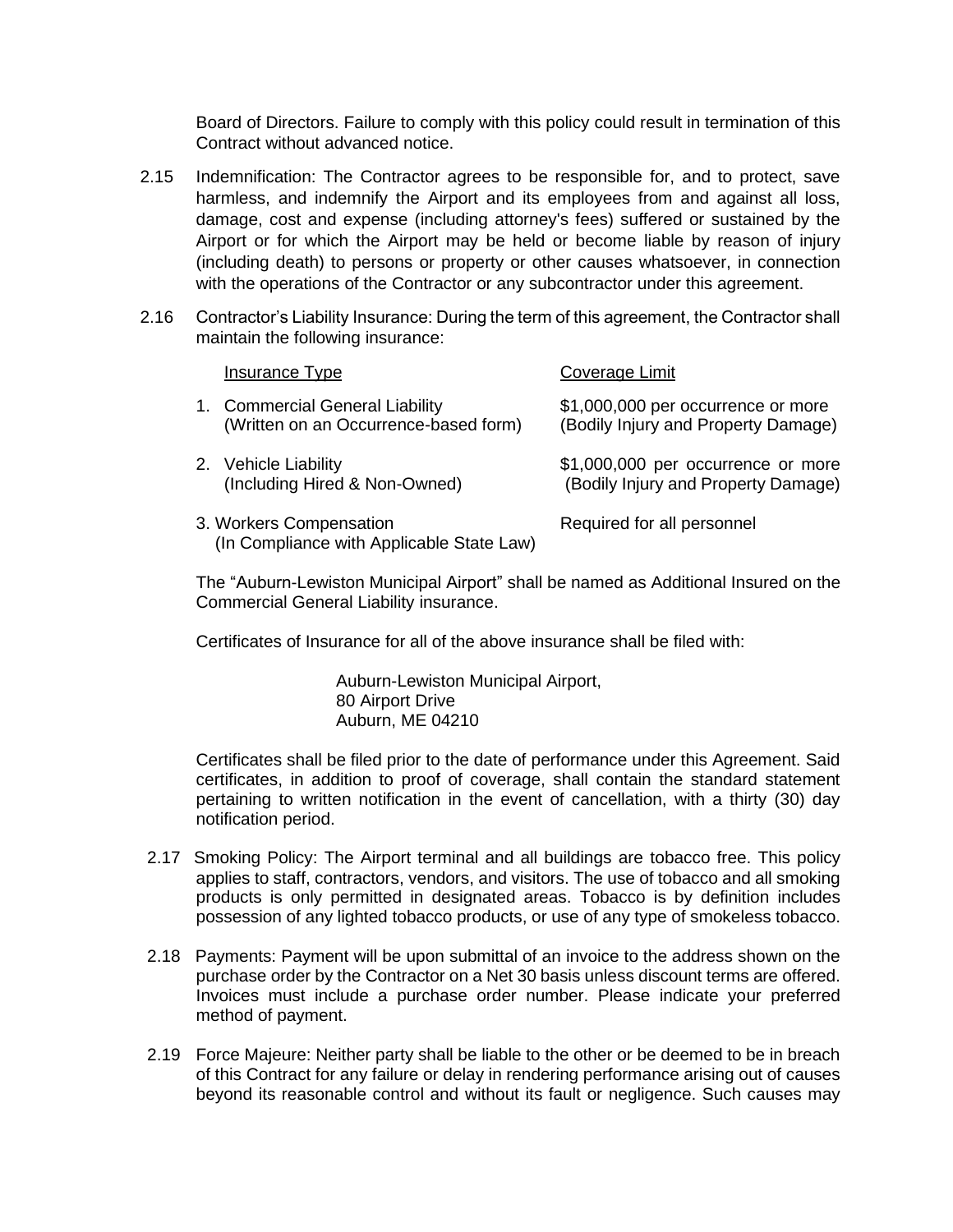Board of Directors. Failure to comply with this policy could result in termination of this Contract without advanced notice.

2.15 Indemnification: The Contractor agrees to be responsible for, and to protect, save harmless, and indemnify the Airport and its employees from and against all loss, damage, cost and expense (including attorney's fees) suffered or sustained by the Airport or for which the Airport may be held or become liable by reason of injury (including death) to persons or property or other causes whatsoever, in connection with the operations of the Contractor or any subcontractor under this agreement.

2.16 Contractor's Liability Insurance: During the term of this agreement, the Contractor shall maintain the following insurance:

| Insurance Type | Coverage Limit |
|---|---|
| 1. Commercial General Liability (Written on an Occurrence-based form) | $1,000,000 per occurrence or more (Bodily Injury and Property Damage) |
| 2. Vehicle Liability (Including Hired & Non-Owned) | $1,000,000 per occurrence or more (Bodily Injury and Property Damage) |
| 3. Workers Compensation (In Compliance with Applicable State Law) | Required for all personnel |

The "Auburn-Lewiston Municipal Airport" shall be named as Additional Insured on the Commercial General Liability insurance.

Certificates of Insurance for all of the above insurance shall be filed with:

Auburn-Lewiston Municipal Airport,
80 Airport Drive
Auburn, ME 04210

Certificates shall be filed prior to the date of performance under this Agreement. Said certificates, in addition to proof of coverage, shall contain the standard statement pertaining to written notification in the event of cancellation, with a thirty (30) day notification period.

2.17 Smoking Policy: The Airport terminal and all buildings are tobacco free. This policy applies to staff, contractors, vendors, and visitors. The use of tobacco and all smoking products is only permitted in designated areas. Tobacco is by definition includes possession of any lighted tobacco products, or use of any type of smokeless tobacco.

2.18 Payments: Payment will be upon submittal of an invoice to the address shown on the purchase order by the Contractor on a Net 30 basis unless discount terms are offered. Invoices must include a purchase order number. Please indicate your preferred method of payment.

2.19 Force Majeure: Neither party shall be liable to the other or be deemed to be in breach of this Contract for any failure or delay in rendering performance arising out of causes beyond its reasonable control and without its fault or negligence. Such causes may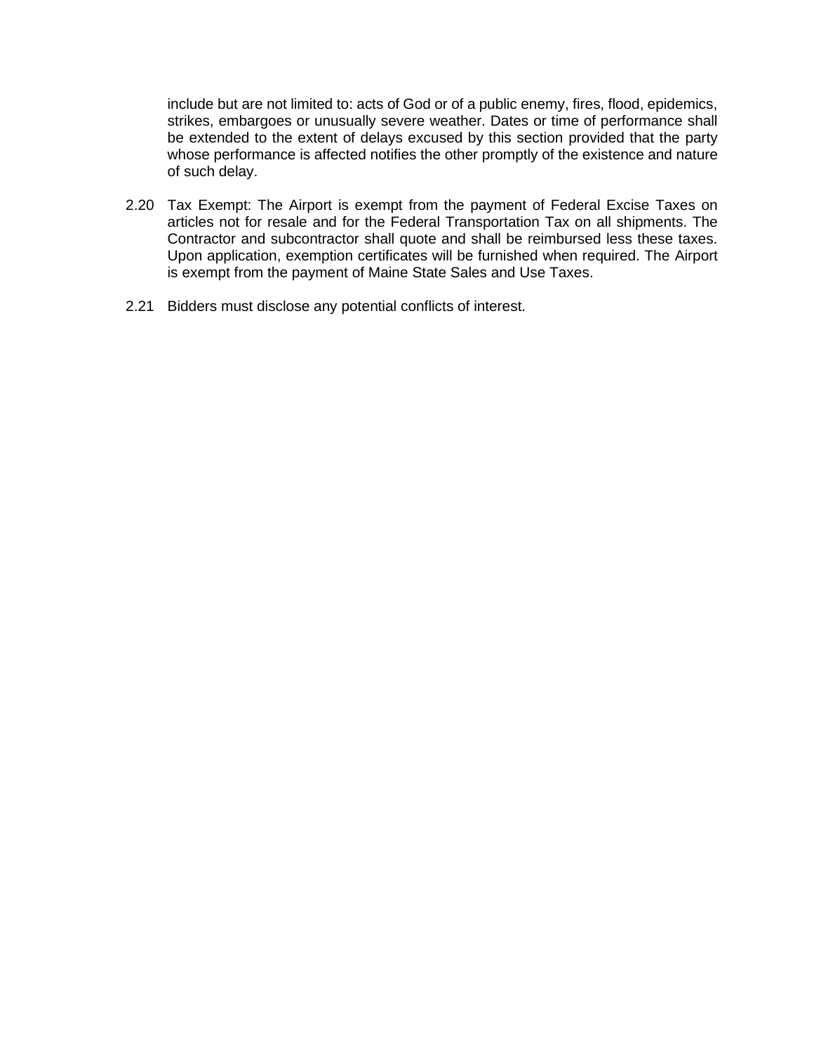include but are not limited to: acts of God or of a public enemy, fires, flood, epidemics, strikes, embargoes or unusually severe weather. Dates or time of performance shall be extended to the extent of delays excused by this section provided that the party whose performance is affected notifies the other promptly of the existence and nature of such delay.

2.20 Tax Exempt: The Airport is exempt from the payment of Federal Excise Taxes on articles not for resale and for the Federal Transportation Tax on all shipments. The Contractor and subcontractor shall quote and shall be reimbursed less these taxes. Upon application, exemption certificates will be furnished when required. The Airport is exempt from the payment of Maine State Sales and Use Taxes.

2.21 Bidders must disclose any potential conflicts of interest.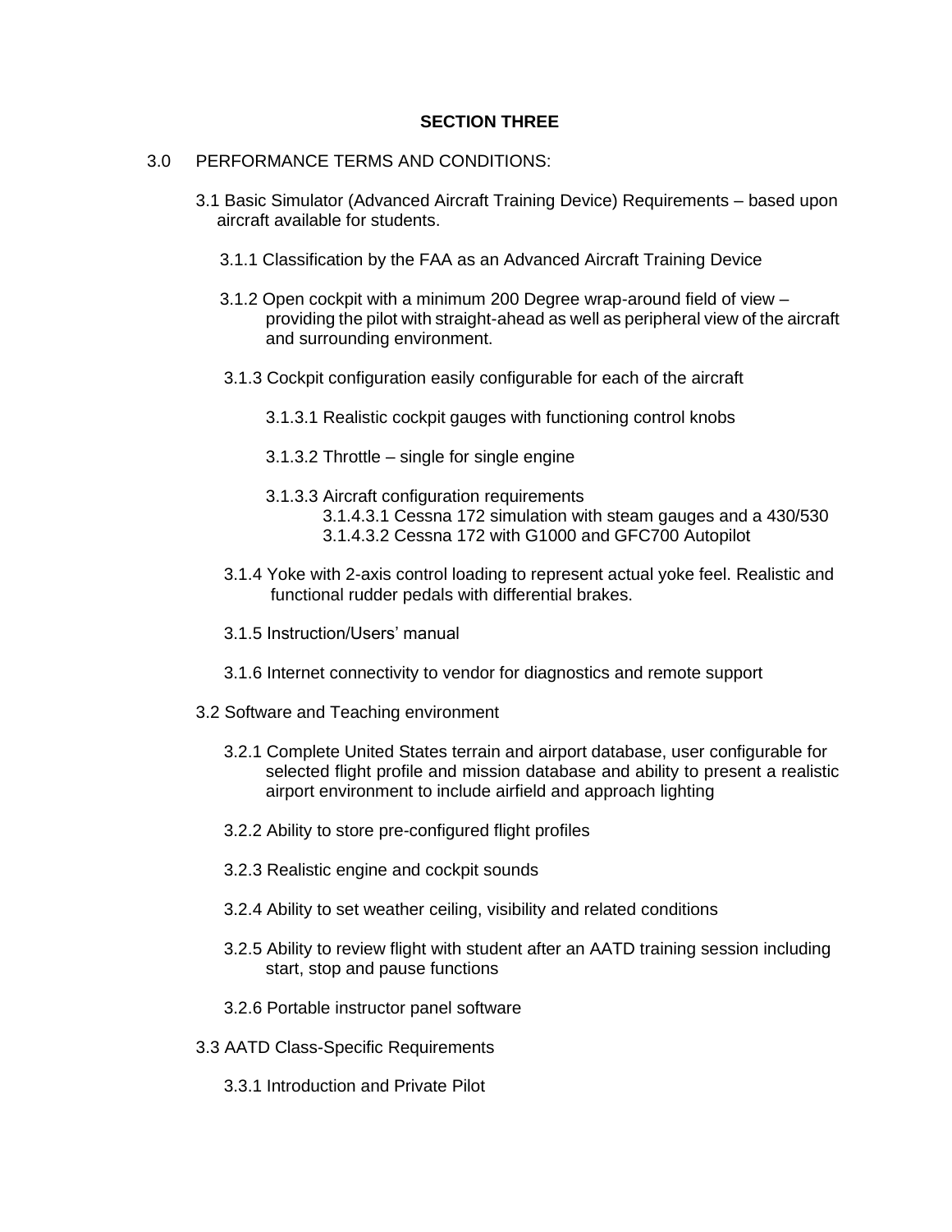**SECTION THREE**

3.0 PERFORMANCE TERMS AND CONDITIONS:

3.1 Basic Simulator (Advanced Aircraft Training Device) Requirements – based upon aircraft available for students.

3.1.1 Classification by the FAA as an Advanced Aircraft Training Device

3.1.2 Open cockpit with a minimum 200 Degree wrap-around field of view – providing the pilot with straight-ahead as well as peripheral view of the aircraft and surrounding environment.

3.1.3 Cockpit configuration easily configurable for each of the aircraft

3.1.3.1 Realistic cockpit gauges with functioning control knobs

3.1.3.2 Throttle – single for single engine

3.1.3.3 Aircraft configuration requirements

3.1.4.3.1 Cessna 172 simulation with steam gauges and a 430/530

3.1.4.3.2 Cessna 172 with G1000 and GFC700 Autopilot

3.1.4 Yoke with 2-axis control loading to represent actual yoke feel. Realistic and functional rudder pedals with differential brakes.

3.1.5 Instruction/Users' manual

3.1.6 Internet connectivity to vendor for diagnostics and remote support

3.2 Software and Teaching environment

3.2.1 Complete United States terrain and airport database, user configurable for selected flight profile and mission database and ability to present a realistic airport environment to include airfield and approach lighting

3.2.2 Ability to store pre-configured flight profiles

3.2.3 Realistic engine and cockpit sounds

3.2.4 Ability to set weather ceiling, visibility and related conditions

3.2.5 Ability to review flight with student after an AATD training session including start, stop and pause functions

3.2.6 Portable instructor panel software

3.3 AATD Class-Specific Requirements

3.3.1 Introduction and Private Pilot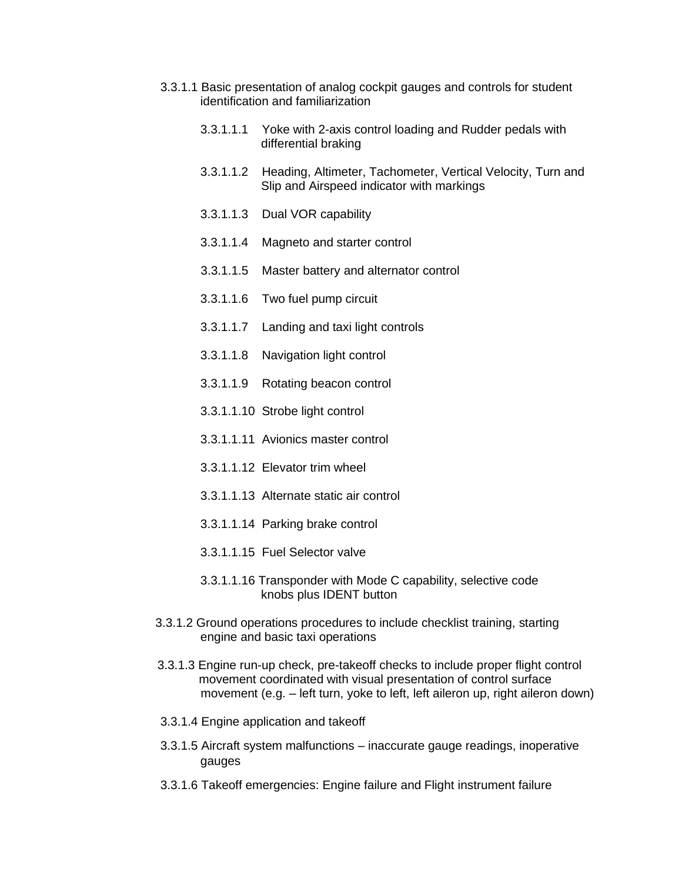3.3.1.1 Basic presentation of analog cockpit gauges and controls for student identification and familiarization

- 3.3.1.1.1 Yoke with 2-axis control loading and Rudder pedals with differential braking
- 3.3.1.1.2 Heading, Altimeter, Tachometer, Vertical Velocity, Turn and Slip and Airspeed indicator with markings
- 3.3.1.1.3 Dual VOR capability
- 3.3.1.1.4 Magneto and starter control
- 3.3.1.1.5 Master battery and alternator control
- 3.3.1.1.6 Two fuel pump circuit
- 3.3.1.1.7 Landing and taxi light controls
- 3.3.1.1.8 Navigation light control
- 3.3.1.1.9 Rotating beacon control
- 3.3.1.1.10 Strobe light control
- 3.3.1.1.11 Avionics master control
- 3.3.1.1.12 Elevator trim wheel
- 3.3.1.1.13 Alternate static air control
- 3.3.1.1.14 Parking brake control
- 3.3.1.1.15 Fuel Selector valve
- 3.3.1.1.16 Transponder with Mode C capability, selective code knobs plus IDENT button

3.3.1.2 Ground operations procedures to include checklist training, starting engine and basic taxi operations

3.3.1.3 Engine run-up check, pre-takeoff checks to include proper flight control movement coordinated with visual presentation of control surface movement (e.g. – left turn, yoke to left, left aileron up, right aileron down)

3.3.1.4 Engine application and takeoff

3.3.1.5 Aircraft system malfunctions – inaccurate gauge readings, inoperative gauges

3.3.1.6 Takeoff emergencies: Engine failure and Flight instrument failure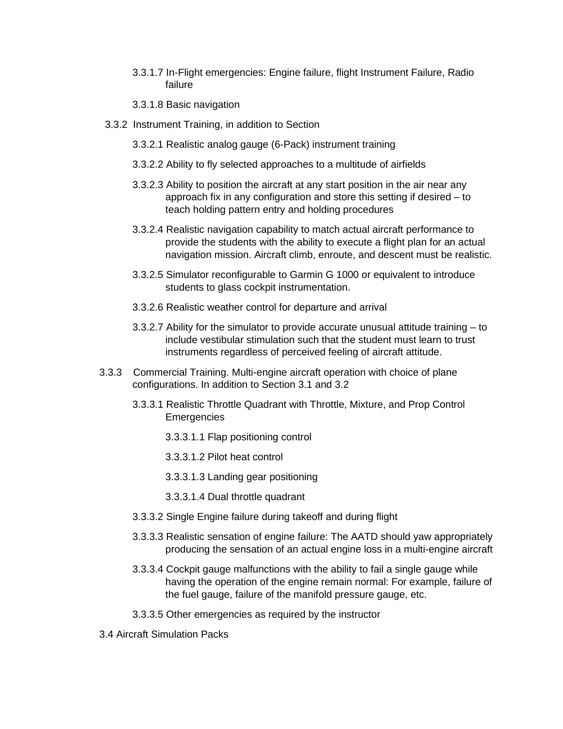3.3.1.7 In-Flight emergencies: Engine failure, flight Instrument Failure, Radio failure

3.3.1.8 Basic navigation

3.3.2 Instrument Training, in addition to Section

3.3.2.1 Realistic analog gauge (6-Pack) instrument training

3.3.2.2 Ability to fly selected approaches to a multitude of airfields

3.3.2.3 Ability to position the aircraft at any start position in the air near any approach fix in any configuration and store this setting if desired – to teach holding pattern entry and holding procedures

3.3.2.4 Realistic navigation capability to match actual aircraft performance to provide the students with the ability to execute a flight plan for an actual navigation mission. Aircraft climb, enroute, and descent must be realistic.

3.3.2.5 Simulator reconfigurable to Garmin G 1000 or equivalent to introduce students to glass cockpit instrumentation.

3.3.2.6 Realistic weather control for departure and arrival

3.3.2.7 Ability for the simulator to provide accurate unusual attitude training – to include vestibular stimulation such that the student must learn to trust instruments regardless of perceived feeling of aircraft attitude.

3.3.3 Commercial Training. Multi-engine aircraft operation with choice of plane configurations. In addition to Section 3.1 and 3.2

3.3.3.1 Realistic Throttle Quadrant with Throttle, Mixture, and Prop Control Emergencies

3.3.3.1.1 Flap positioning control

3.3.3.1.2 Pilot heat control

3.3.3.1.3 Landing gear positioning

3.3.3.1.4 Dual throttle quadrant

3.3.3.2 Single Engine failure during takeoff and during flight

3.3.3.3 Realistic sensation of engine failure: The AATD should yaw appropriately producing the sensation of an actual engine loss in a multi-engine aircraft

3.3.3.4 Cockpit gauge malfunctions with the ability to fail a single gauge while having the operation of the engine remain normal: For example, failure of the fuel gauge, failure of the manifold pressure gauge, etc.

3.3.3.5 Other emergencies as required by the instructor

3.4 Aircraft Simulation Packs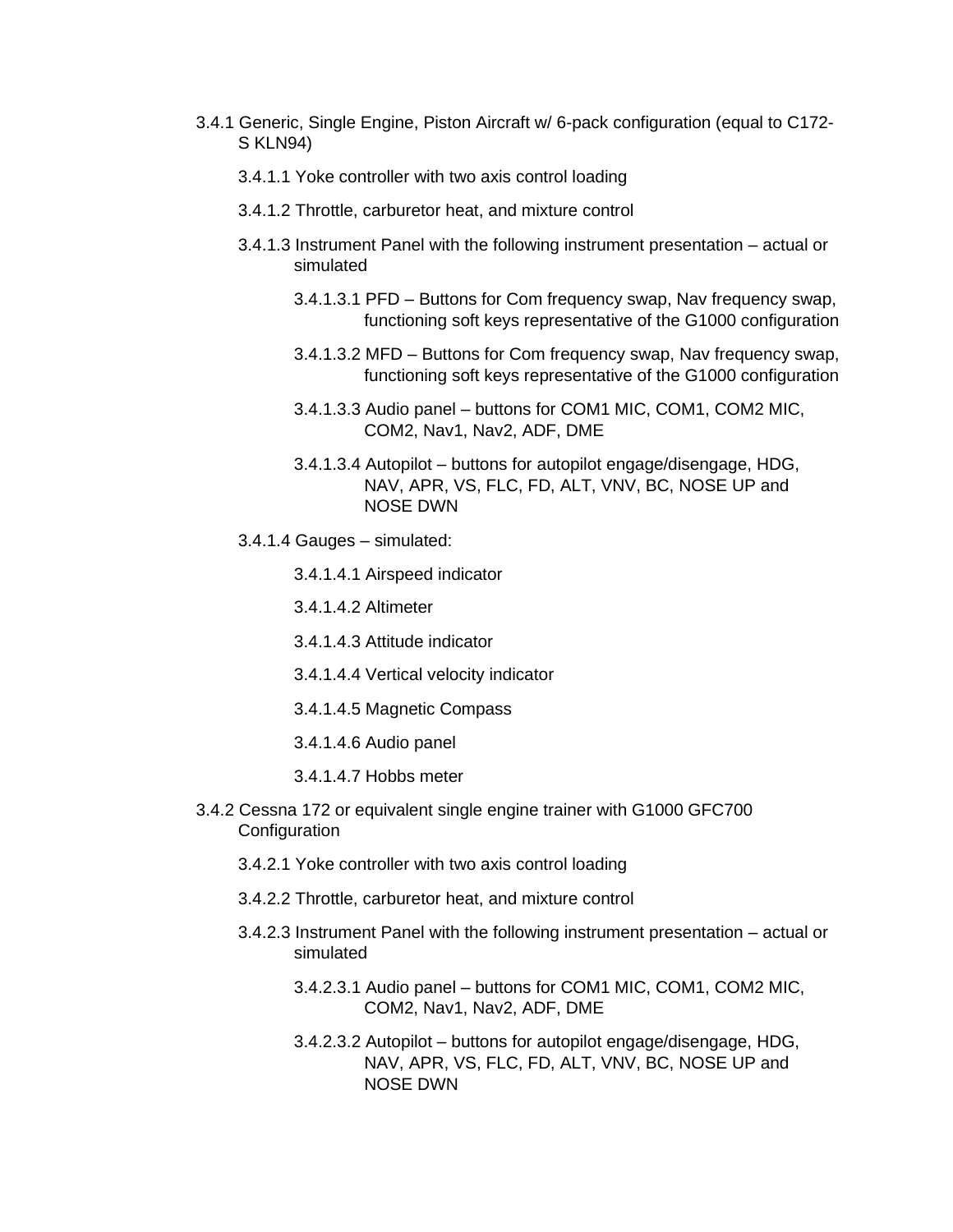3.4.1 Generic, Single Engine, Piston Aircraft w/ 6-pack configuration (equal to C172-S KLN94)

- 3.4.1.1 Yoke controller with two axis control loading
- 3.4.1.2 Throttle, carburetor heat, and mixture control
- 3.4.1.3 Instrument Panel with the following instrument presentation – actual or simulated
  - 3.4.1.3.1 PFD – Buttons for Com frequency swap, Nav frequency swap, functioning soft keys representative of the G1000 configuration
  - 3.4.1.3.2 MFD – Buttons for Com frequency swap, Nav frequency swap, functioning soft keys representative of the G1000 configuration
  - 3.4.1.3.3 Audio panel – buttons for COM1 MIC, COM1, COM2 MIC, COM2, Nav1, Nav2, ADF, DME
  - 3.4.1.3.4 Autopilot – buttons for autopilot engage/disengage, HDG, NAV, APR, VS, FLC, FD, ALT, VNV, BC, NOSE UP and NOSE DWN
- 3.4.1.4 Gauges – simulated:
  - 3.4.1.4.1 Airspeed indicator
  - 3.4.1.4.2 Altimeter
  - 3.4.1.4.3 Attitude indicator
  - 3.4.1.4.4 Vertical velocity indicator
  - 3.4.1.4.5 Magnetic Compass
  - 3.4.1.4.6 Audio panel
  - 3.4.1.4.7 Hobbs meter

3.4.2 Cessna 172 or equivalent single engine trainer with G1000 GFC700 Configuration

- 3.4.2.1 Yoke controller with two axis control loading
- 3.4.2.2 Throttle, carburetor heat, and mixture control
- 3.4.2.3 Instrument Panel with the following instrument presentation – actual or simulated
  - 3.4.2.3.1 Audio panel – buttons for COM1 MIC, COM1, COM2 MIC, COM2, Nav1, Nav2, ADF, DME
  - 3.4.2.3.2 Autopilot – buttons for autopilot engage/disengage, HDG, NAV, APR, VS, FLC, FD, ALT, VNV, BC, NOSE UP and NOSE DWN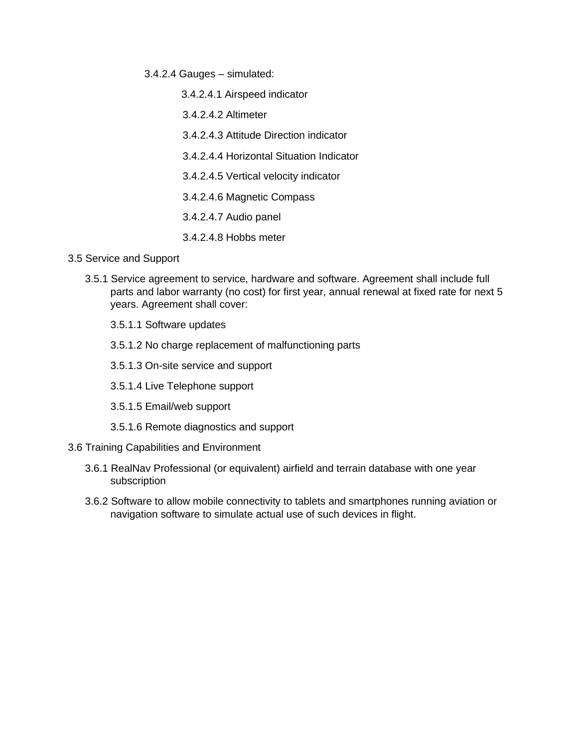3.4.2.4 Gauges – simulated:

3.4.2.4.1 Airspeed indicator

3.4.2.4.2 Altimeter

3.4.2.4.3 Attitude Direction indicator

3.4.2.4.4 Horizontal Situation Indicator

3.4.2.4.5 Vertical velocity indicator

3.4.2.4.6 Magnetic Compass

3.4.2.4.7 Audio panel

3.4.2.4.8 Hobbs meter

3.5 Service and Support

3.5.1 Service agreement to service, hardware and software. Agreement shall include full parts and labor warranty (no cost) for first year, annual renewal at fixed rate for next 5 years. Agreement shall cover:

3.5.1.1 Software updates

3.5.1.2 No charge replacement of malfunctioning parts

3.5.1.3 On-site service and support

3.5.1.4 Live Telephone support

3.5.1.5 Email/web support

3.5.1.6 Remote diagnostics and support

3.6 Training Capabilities and Environment

3.6.1 RealNav Professional (or equivalent) airfield and terrain database with one year subscription

3.6.2 Software to allow mobile connectivity to tablets and smartphones running aviation or navigation software to simulate actual use of such devices in flight.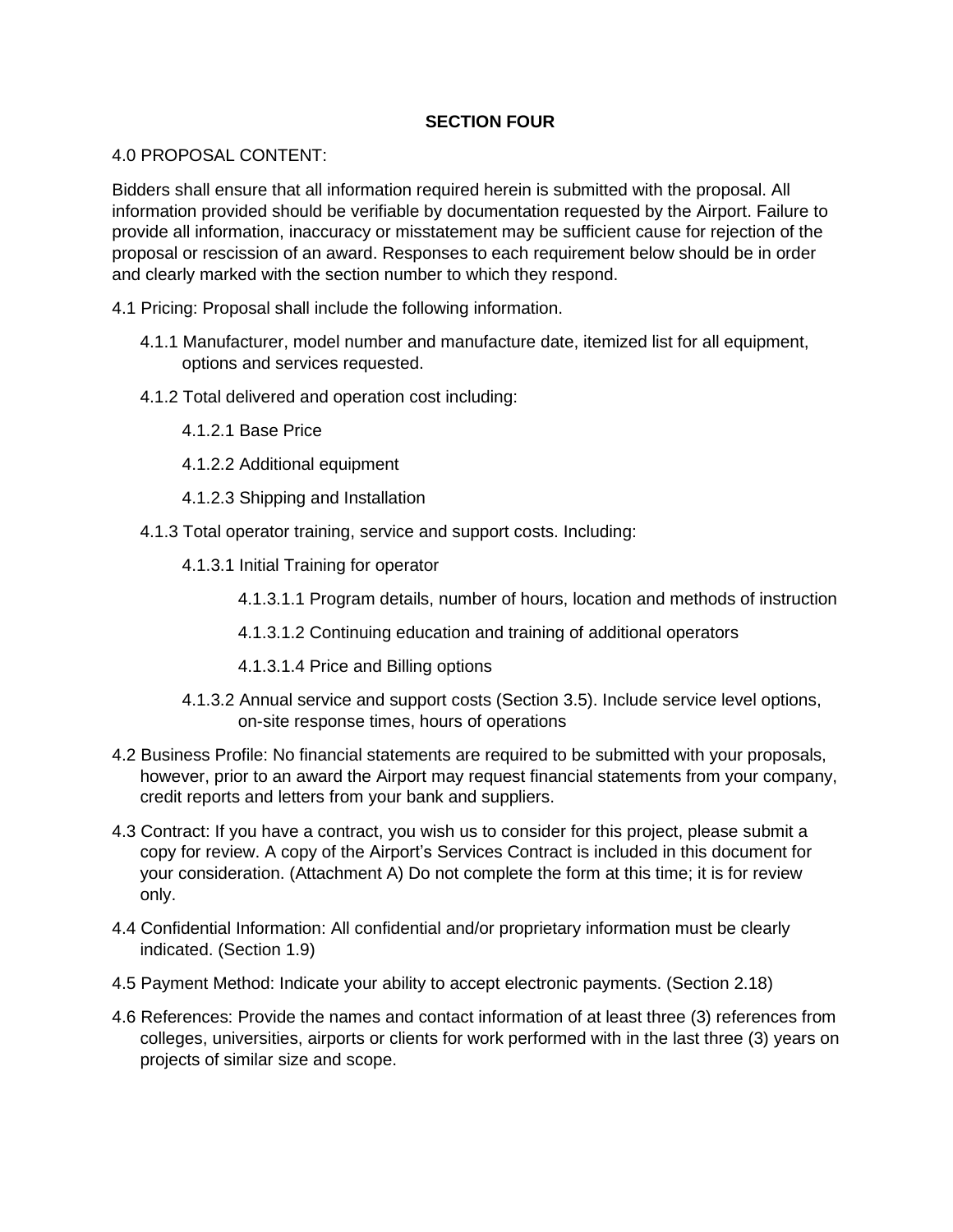## SECTION FOUR

4.0 PROPOSAL CONTENT:

Bidders shall ensure that all information required herein is submitted with the proposal. All information provided should be verifiable by documentation requested by the Airport. Failure to provide all information, inaccuracy or misstatement may be sufficient cause for rejection of the proposal or rescission of an award. Responses to each requirement below should be in order and clearly marked with the section number to which they respond.

4.1 Pricing: Proposal shall include the following information.

- 4.1.1 Manufacturer, model number and manufacture date, itemized list for all equipment, options and services requested.
- 4.1.2 Total delivered and operation cost including:
  - 4.1.2.1 Base Price
  - 4.1.2.2 Additional equipment
  - 4.1.2.3 Shipping and Installation
- 4.1.3 Total operator training, service and support costs. Including:
  - 4.1.3.1 Initial Training for operator
    - 4.1.3.1.1 Program details, number of hours, location and methods of instruction
    - 4.1.3.1.2 Continuing education and training of additional operators
    - 4.1.3.1.4 Price and Billing options
  - 4.1.3.2 Annual service and support costs (Section 3.5). Include service level options, on-site response times, hours of operations

4.2 Business Profile: No financial statements are required to be submitted with your proposals, however, prior to an award the Airport may request financial statements from your company, credit reports and letters from your bank and suppliers.

4.3 Contract: If you have a contract, you wish us to consider for this project, please submit a copy for review. A copy of the Airport's Services Contract is included in this document for your consideration. (Attachment A) Do not complete the form at this time; it is for review only.

4.4 Confidential Information: All confidential and/or proprietary information must be clearly indicated. (Section 1.9)

4.5 Payment Method: Indicate your ability to accept electronic payments. (Section 2.18)

4.6 References: Provide the names and contact information of at least three (3) references from colleges, universities, airports or clients for work performed with in the last three (3) years on projects of similar size and scope.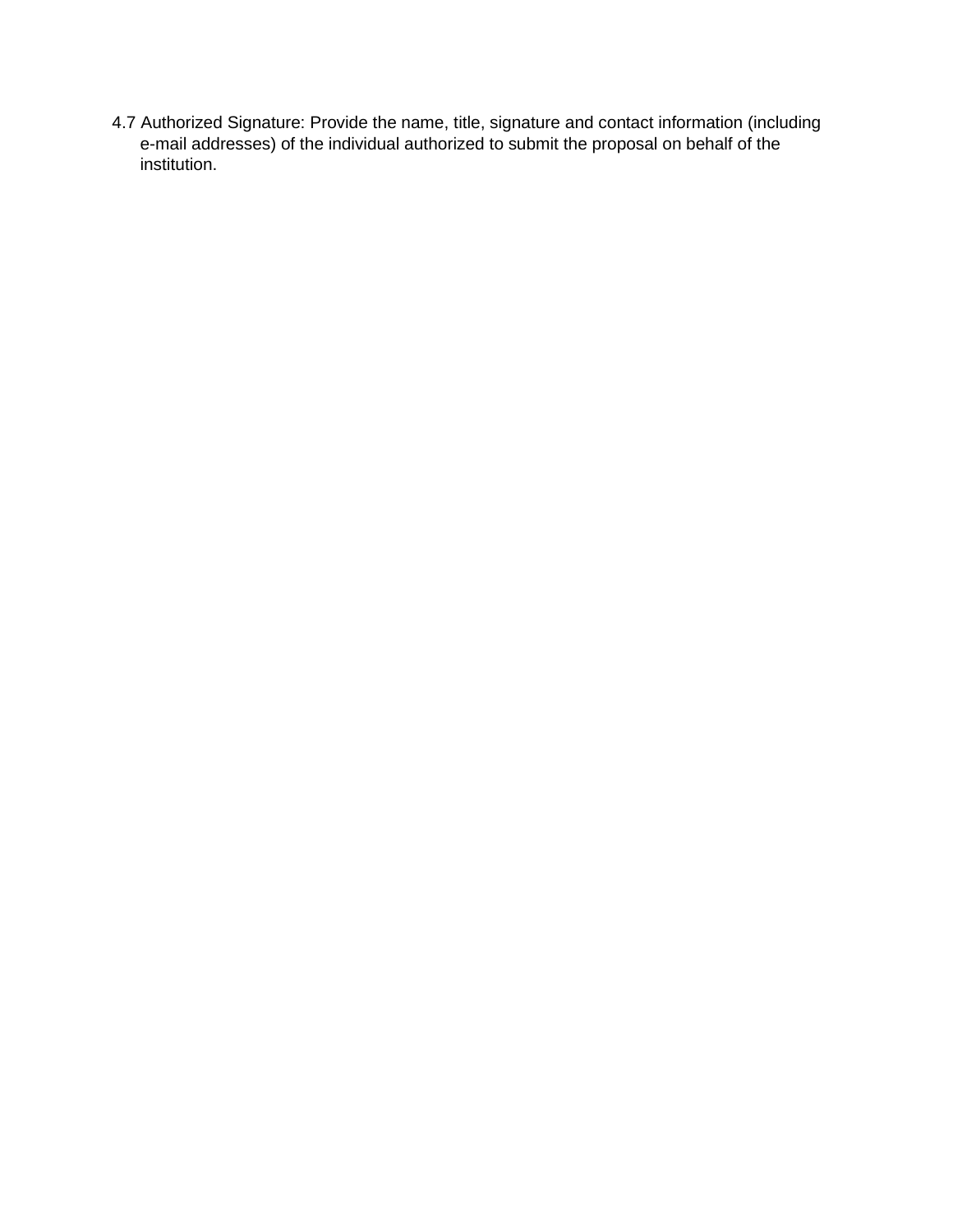4.7 Authorized Signature: Provide the name, title, signature and contact information (including e-mail addresses) of the individual authorized to submit the proposal on behalf of the institution.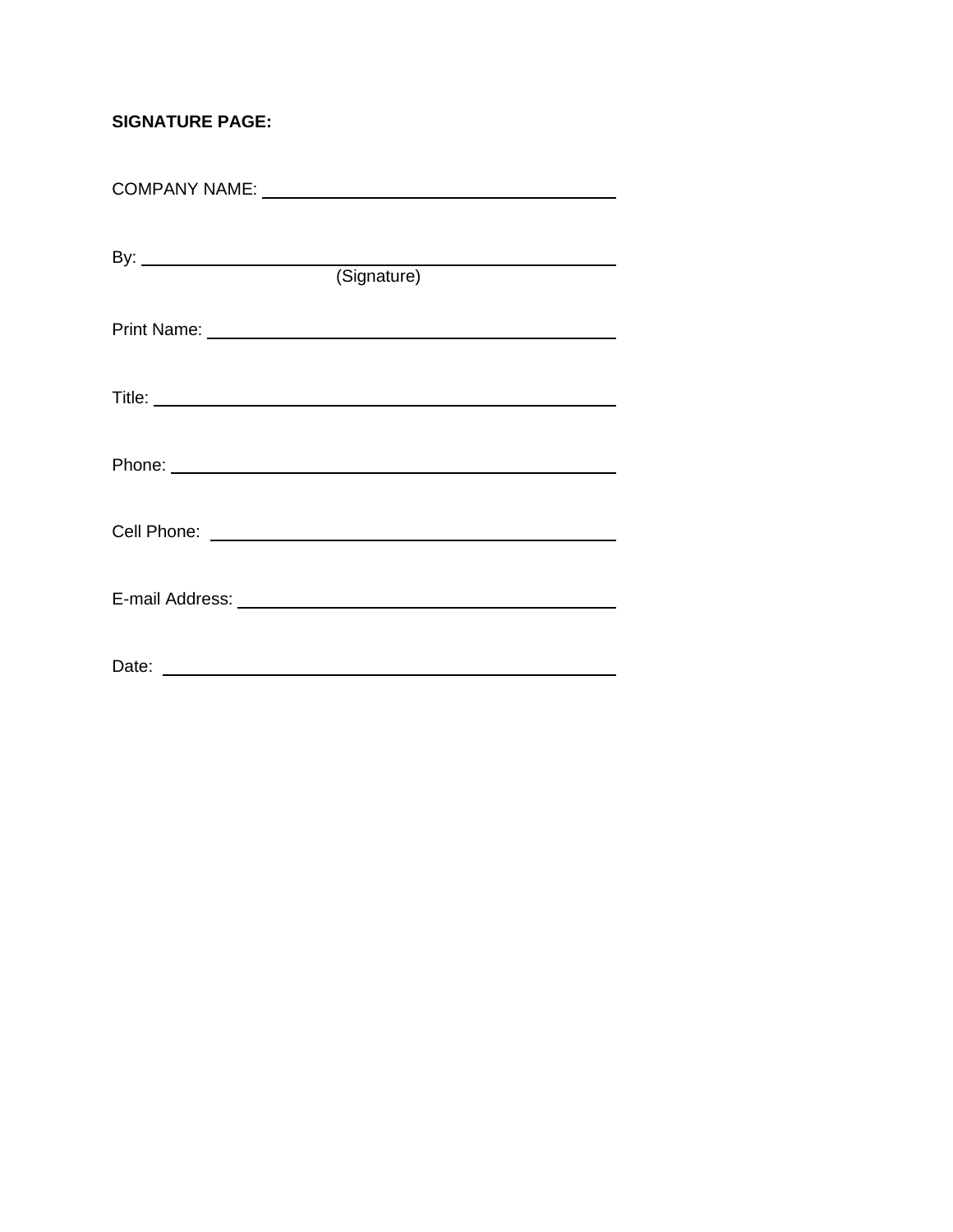**SIGNATURE PAGE:**

COMPANY NAME: ______________________________________

By: ____________________________________________________
(Signature)

Print Name: ______________________________________________

Title: ___________________________________________________

Phone: __________________________________________________

Cell Phone: ______________________________________________

E-mail Address: ___________________________________________

Date: ___________________________________________________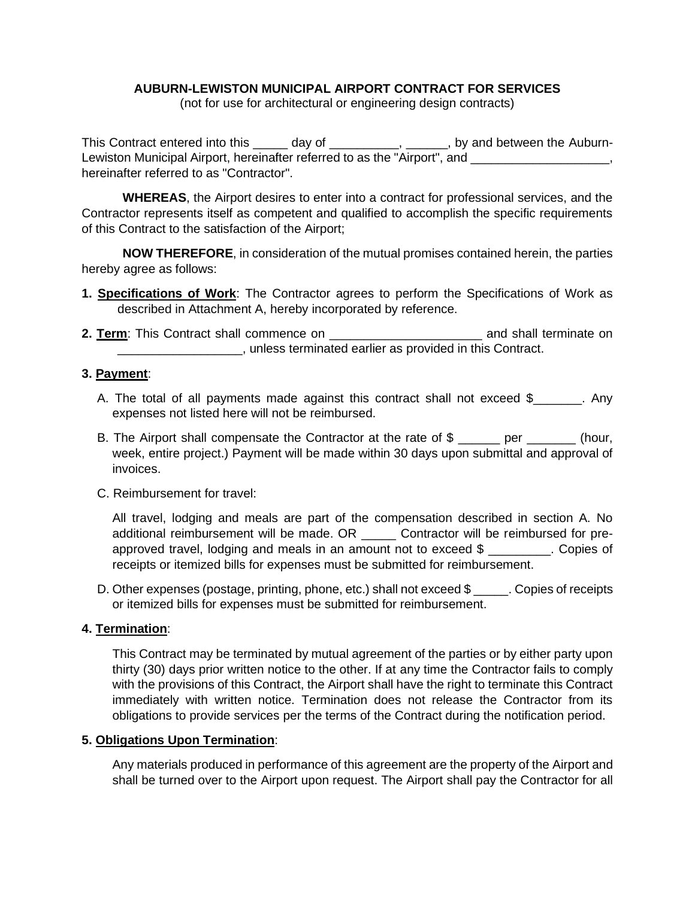**AUBURN-LEWISTON MUNICIPAL AIRPORT CONTRACT FOR SERVICES**
(not for use for architectural or engineering design contracts)

This Contract entered into this _____ day of __________, ______, by and between the Auburn-Lewiston Municipal Airport, hereinafter referred to as the "Airport", and ____________________, hereinafter referred to as "Contractor".

**WHEREAS**, the Airport desires to enter into a contract for professional services, and the Contractor represents itself as competent and qualified to accomplish the specific requirements of this Contract to the satisfaction of the Airport;

**NOW THEREFORE**, in consideration of the mutual promises contained herein, the parties hereby agree as follows:

**1. Specifications of Work**: The Contractor agrees to perform the Specifications of Work as described in Attachment A, hereby incorporated by reference.

**2. Term**: This Contract shall commence on ______________________ and shall terminate on __________________, unless terminated earlier as provided in this Contract.

**3. Payment**:

A. The total of all payments made against this contract shall not exceed $_______. Any expenses not listed here will not be reimbursed.

B. The Airport shall compensate the Contractor at the rate of $ ______ per _______ (hour, week, entire project.) Payment will be made within 30 days upon submittal and approval of invoices.

C. Reimbursement for travel:

All travel, lodging and meals are part of the compensation described in section A. No additional reimbursement will be made. OR _____ Contractor will be reimbursed for pre-approved travel, lodging and meals in an amount not to exceed $ _________. Copies of receipts or itemized bills for expenses must be submitted for reimbursement.

D. Other expenses (postage, printing, phone, etc.) shall not exceed $ _____. Copies of receipts or itemized bills for expenses must be submitted for reimbursement.

**4. Termination**:

This Contract may be terminated by mutual agreement of the parties or by either party upon thirty (30) days prior written notice to the other. If at any time the Contractor fails to comply with the provisions of this Contract, the Airport shall have the right to terminate this Contract immediately with written notice. Termination does not release the Contractor from its obligations to provide services per the terms of the Contract during the notification period.

**5. Obligations Upon Termination**:

Any materials produced in performance of this agreement are the property of the Airport and shall be turned over to the Airport upon request. The Airport shall pay the Contractor for all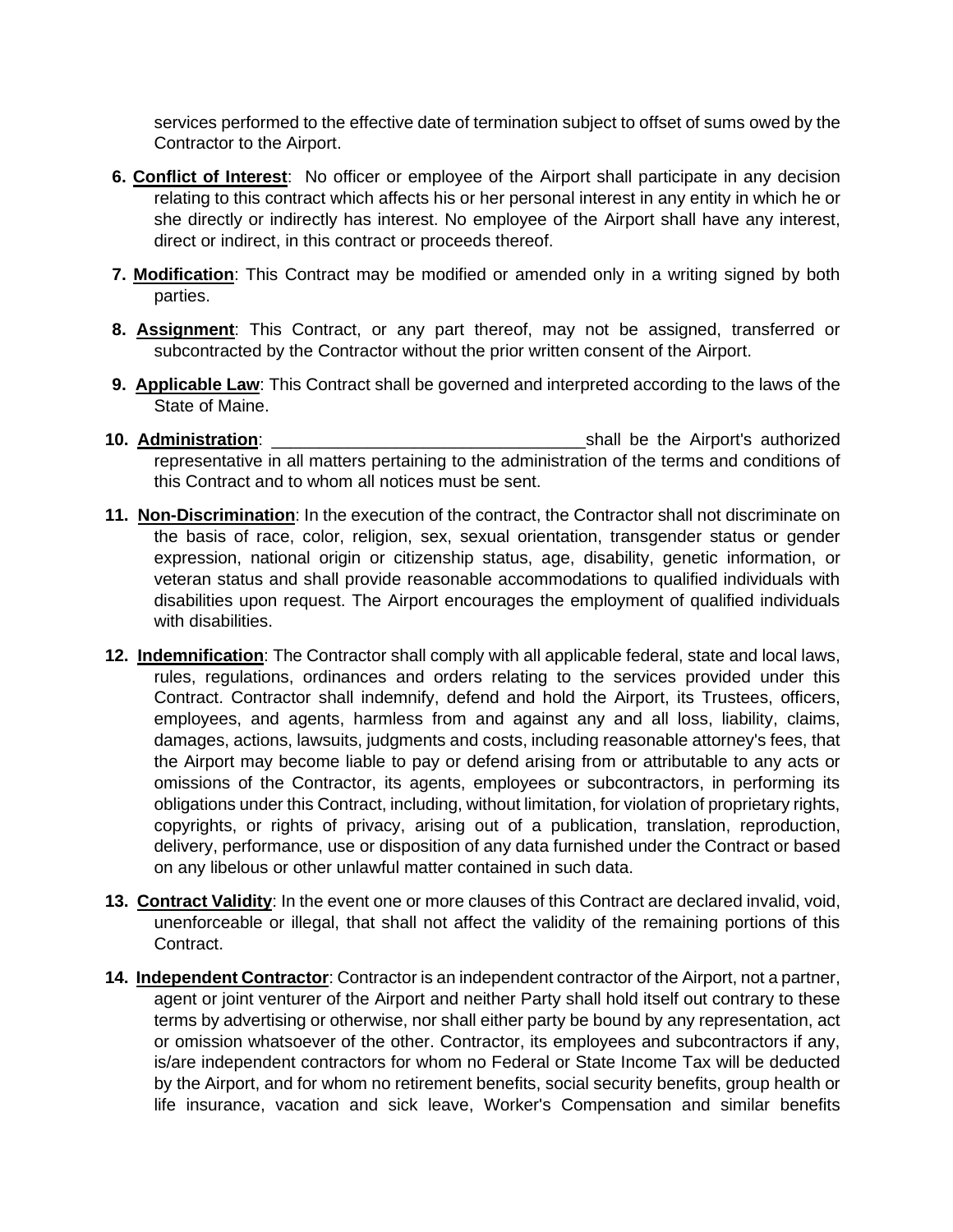services performed to the effective date of termination subject to offset of sums owed by the Contractor to the Airport.

6. **Conflict of Interest**: No officer or employee of the Airport shall participate in any decision relating to this contract which affects his or her personal interest in any entity in which he or she directly or indirectly has interest. No employee of the Airport shall have any interest, direct or indirect, in this contract or proceeds thereof.

7. **Modification**: This Contract may be modified or amended only in a writing signed by both parties.

8. **Assignment**: This Contract, or any part thereof, may not be assigned, transferred or subcontracted by the Contractor without the prior written consent of the Airport.

9. **Applicable Law**: This Contract shall be governed and interpreted according to the laws of the State of Maine.

10. **Administration**: ________________________________shall be the Airport's authorized representative in all matters pertaining to the administration of the terms and conditions of this Contract and to whom all notices must be sent.

11. **Non-Discrimination**: In the execution of the contract, the Contractor shall not discriminate on the basis of race, color, religion, sex, sexual orientation, transgender status or gender expression, national origin or citizenship status, age, disability, genetic information, or veteran status and shall provide reasonable accommodations to qualified individuals with disabilities upon request. The Airport encourages the employment of qualified individuals with disabilities.

12. **Indemnification**: The Contractor shall comply with all applicable federal, state and local laws, rules, regulations, ordinances and orders relating to the services provided under this Contract. Contractor shall indemnify, defend and hold the Airport, its Trustees, officers, employees, and agents, harmless from and against any and all loss, liability, claims, damages, actions, lawsuits, judgments and costs, including reasonable attorney's fees, that the Airport may become liable to pay or defend arising from or attributable to any acts or omissions of the Contractor, its agents, employees or subcontractors, in performing its obligations under this Contract, including, without limitation, for violation of proprietary rights, copyrights, or rights of privacy, arising out of a publication, translation, reproduction, delivery, performance, use or disposition of any data furnished under the Contract or based on any libelous or other unlawful matter contained in such data.

13. **Contract Validity**: In the event one or more clauses of this Contract are declared invalid, void, unenforceable or illegal, that shall not affect the validity of the remaining portions of this Contract.

14. **Independent Contractor**: Contractor is an independent contractor of the Airport, not a partner, agent or joint venturer of the Airport and neither Party shall hold itself out contrary to these terms by advertising or otherwise, nor shall either party be bound by any representation, act or omission whatsoever of the other. Contractor, its employees and subcontractors if any, is/are independent contractors for whom no Federal or State Income Tax will be deducted by the Airport, and for whom no retirement benefits, social security benefits, group health or life insurance, vacation and sick leave, Worker's Compensation and similar benefits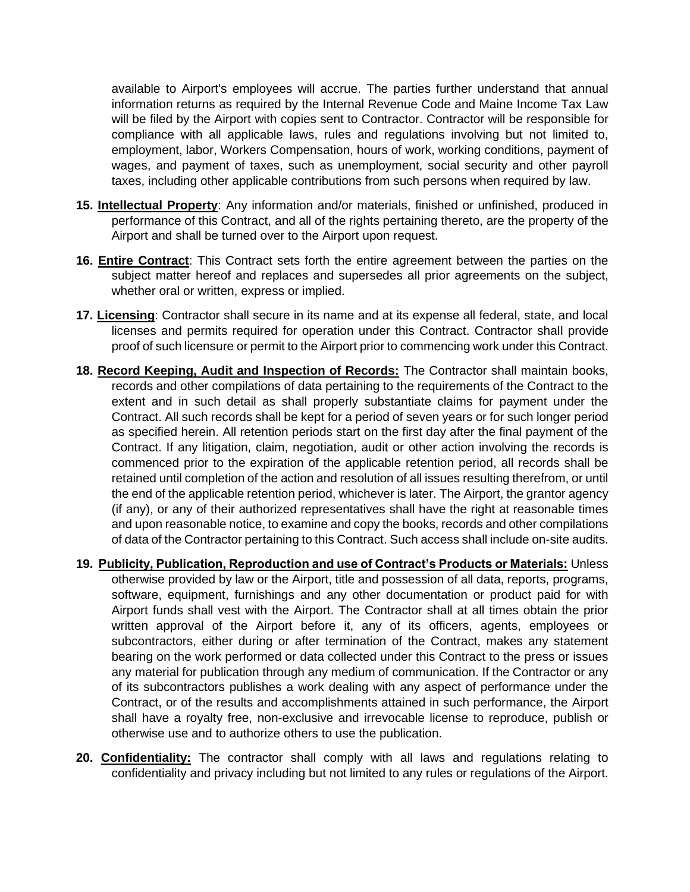available to Airport's employees will accrue. The parties further understand that annual information returns as required by the Internal Revenue Code and Maine Income Tax Law will be filed by the Airport with copies sent to Contractor. Contractor will be responsible for compliance with all applicable laws, rules and regulations involving but not limited to, employment, labor, Workers Compensation, hours of work, working conditions, payment of wages, and payment of taxes, such as unemployment, social security and other payroll taxes, including other applicable contributions from such persons when required by law.

15. **Intellectual Property**: Any information and/or materials, finished or unfinished, produced in performance of this Contract, and all of the rights pertaining thereto, are the property of the Airport and shall be turned over to the Airport upon request.

16. **Entire Contract**: This Contract sets forth the entire agreement between the parties on the subject matter hereof and replaces and supersedes all prior agreements on the subject, whether oral or written, express or implied.

17. **Licensing**: Contractor shall secure in its name and at its expense all federal, state, and local licenses and permits required for operation under this Contract. Contractor shall provide proof of such licensure or permit to the Airport prior to commencing work under this Contract.

18. **Record Keeping, Audit and Inspection of Records:** The Contractor shall maintain books, records and other compilations of data pertaining to the requirements of the Contract to the extent and in such detail as shall properly substantiate claims for payment under the Contract. All such records shall be kept for a period of seven years or for such longer period as specified herein. All retention periods start on the first day after the final payment of the Contract. If any litigation, claim, negotiation, audit or other action involving the records is commenced prior to the expiration of the applicable retention period, all records shall be retained until completion of the action and resolution of all issues resulting therefrom, or until the end of the applicable retention period, whichever is later. The Airport, the grantor agency (if any), or any of their authorized representatives shall have the right at reasonable times and upon reasonable notice, to examine and copy the books, records and other compilations of data of the Contractor pertaining to this Contract. Such access shall include on-site audits.

19. **Publicity, Publication, Reproduction and use of Contract's Products or Materials:** Unless otherwise provided by law or the Airport, title and possession of all data, reports, programs, software, equipment, furnishings and any other documentation or product paid for with Airport funds shall vest with the Airport. The Contractor shall at all times obtain the prior written approval of the Airport before it, any of its officers, agents, employees or subcontractors, either during or after termination of the Contract, makes any statement bearing on the work performed or data collected under this Contract to the press or issues any material for publication through any medium of communication. If the Contractor or any of its subcontractors publishes a work dealing with any aspect of performance under the Contract, or of the results and accomplishments attained in such performance, the Airport shall have a royalty free, non-exclusive and irrevocable license to reproduce, publish or otherwise use and to authorize others to use the publication.

20. **Confidentiality:** The contractor shall comply with all laws and regulations relating to confidentiality and privacy including but not limited to any rules or regulations of the Airport.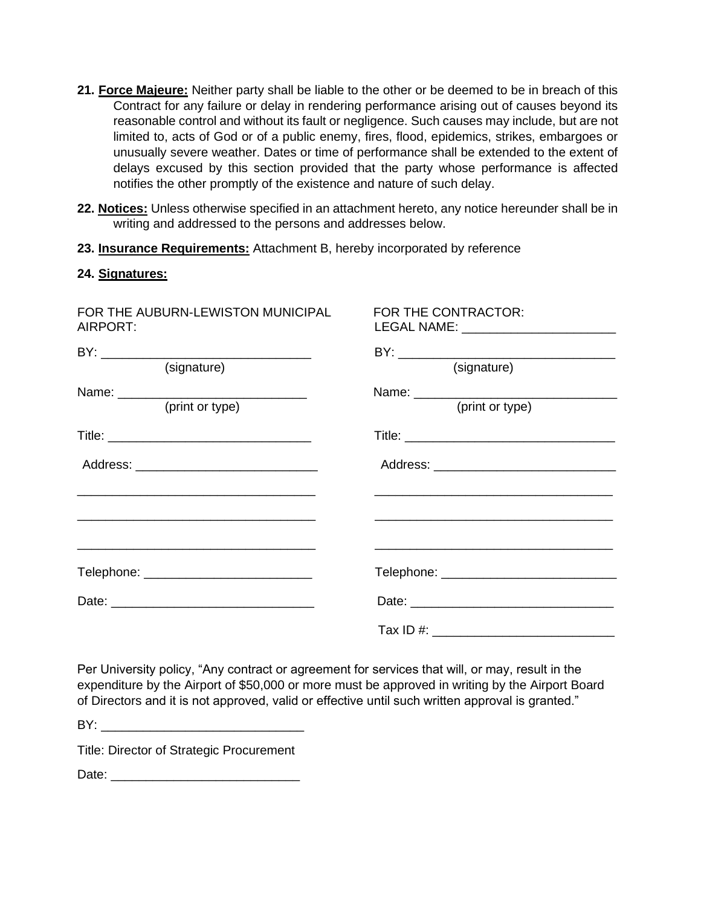21. **Force Majeure:** Neither party shall be liable to the other or be deemed to be in breach of this Contract for any failure or delay in rendering performance arising out of causes beyond its reasonable control and without its fault or negligence. Such causes may include, but are not limited to, acts of God or of a public enemy, fires, flood, epidemics, strikes, embargoes or unusually severe weather. Dates or time of performance shall be extended to the extent of delays excused by this section provided that the party whose performance is affected notifies the other promptly of the existence and nature of such delay.

22. **Notices:** Unless otherwise specified in an attachment hereto, any notice hereunder shall be in writing and addressed to the persons and addresses below.

23. **Insurance Requirements:** Attachment B, hereby incorporated by reference

24. **Signatures:**

| FOR THE AUBURN-LEWISTON MUNICIPAL AIRPORT: | FOR THE CONTRACTOR: LEGAL NAME: ______________________ |
|---|---|
| BY: ______________________________ (signature) | BY: ______________________________ (signature) |
| Name: ____________________________ (print or type) | Name: ____________________________ (print or type) |
| Title: ______________________________ | Title: ______________________________ |
| Address: __________________________ | Address: __________________________ |
| __________________________________ | __________________________________ |
| __________________________________ | __________________________________ |
| __________________________________ | __________________________________ |
| Telephone: ________________________ | Telephone: ________________________ |
| Date: _____________________________ | Date: _____________________________ |
| | Tax ID #: __________________________ |

Per University policy, "Any contract or agreement for services that will, or may, result in the expenditure by the Airport of $50,000 or more must be approved in writing by the Airport Board of Directors and it is not approved, valid or effective until such written approval is granted."

BY: _____________________________

Title: Director of Strategic Procurement

Date: ___________________________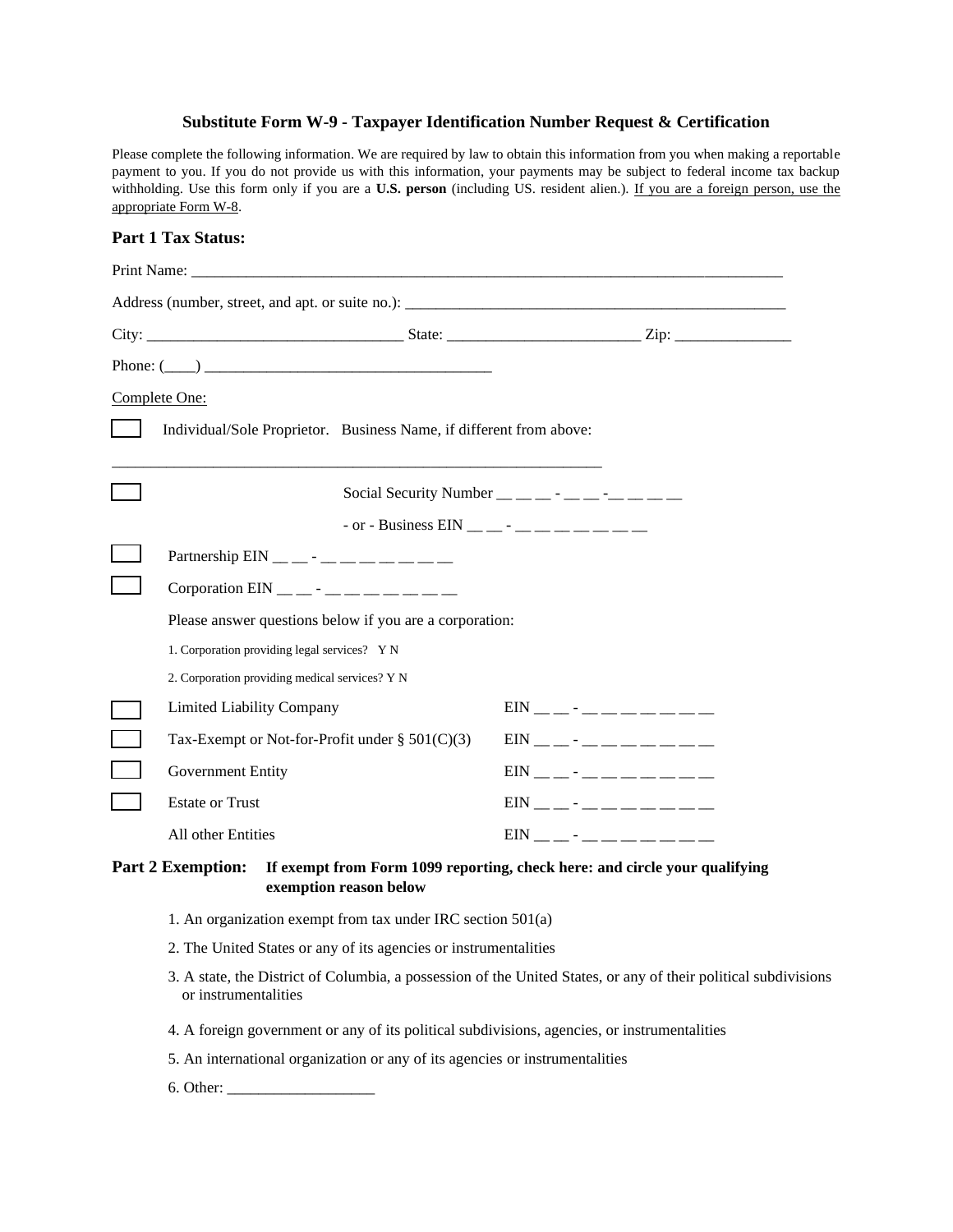## Substitute Form W-9 - Taxpayer Identification Number Request & Certification

Please complete the following information. We are required by law to obtain this information from you when making a reportable payment to you. If you do not provide us with this information, your payments may be subject to federal income tax backup withholding. Use this form only if you are a **U.S. person** (including US. resident alien.). If you are a foreign person, use the appropriate Form W-8.

### Part 1 Tax Status:

Print Name: ______________________________________________________________________________

Address (number, street, and apt. or suite no.): ______________________________________________

City: ________________________________ State: ________________________ Zip: _______________

Phone: (____) ____________________________________

Complete One:

☐ Individual/Sole Proprietor. Business Name, if different from above:

_____________________________________________________________

☐ Social Security Number __ __ __ - __ __ -__ __ __ __

- or - Business EIN __ __ - __ __ __ __ __ __ __

☐ Partnership EIN __ __ - __ __ __ __ __ __ __

☐ Corporation EIN __ __ - __ __ __ __ __ __ __

Please answer questions below if you are a corporation:

1. Corporation providing legal services? Y N
2. Corporation providing medical services? Y N

☐ Limited Liability Company EIN __ __ - __ __ __ __ __ __ __

☐ Tax-Exempt or Not-for-Profit under § 501(C)(3) EIN __ __ - __ __ __ __ __ __ __

☐ Government Entity EIN __ __ - __ __ __ __ __ __ __

☐ Estate or Trust EIN __ __ - __ __ __ __ __ __ __

All other Entities EIN __ __ - __ __ __ __ __ __ __

### Part 2 Exemption: **If exempt from Form 1099 reporting, check here: and circle your qualifying exemption reason below**

1. An organization exempt from tax under IRC section 501(a)
2. The United States or any of its agencies or instrumentalities
3. A state, the District of Columbia, a possession of the United States, or any of their political subdivisions or instrumentalities
4. A foreign government or any of its political subdivisions, agencies, or instrumentalities
5. An international organization or any of its agencies or instrumentalities
6. Other: __________________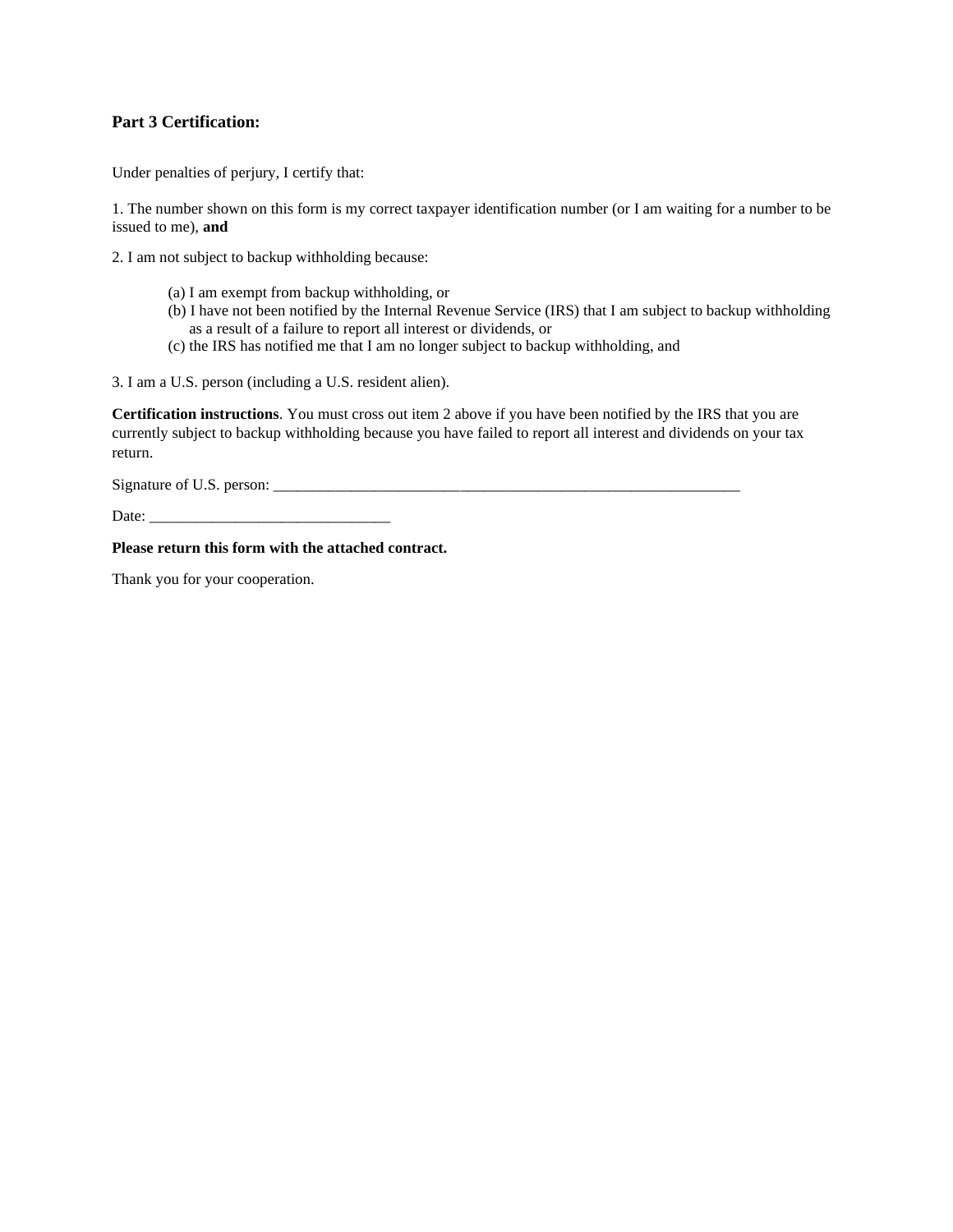### Part 3 Certification:

Under penalties of perjury, I certify that:

1. The number shown on this form is my correct taxpayer identification number (or I am waiting for a number to be issued to me), **and**

2. I am not subject to backup withholding because:

   (a) I am exempt from backup withholding, or
   (b) I have not been notified by the Internal Revenue Service (IRS) that I am subject to backup withholding as a result of a failure to report all interest or dividends, or
   (c) the IRS has notified me that I am no longer subject to backup withholding, and

3. I am a U.S. person (including a U.S. resident alien).

**Certification instructions**. You must cross out item 2 above if you have been notified by the IRS that you are currently subject to backup withholding because you have failed to report all interest and dividends on your tax return.

Signature of U.S. person: ____________________________________________________________

Date: _______________________________

**Please return this form with the attached contract.**

Thank you for your cooperation.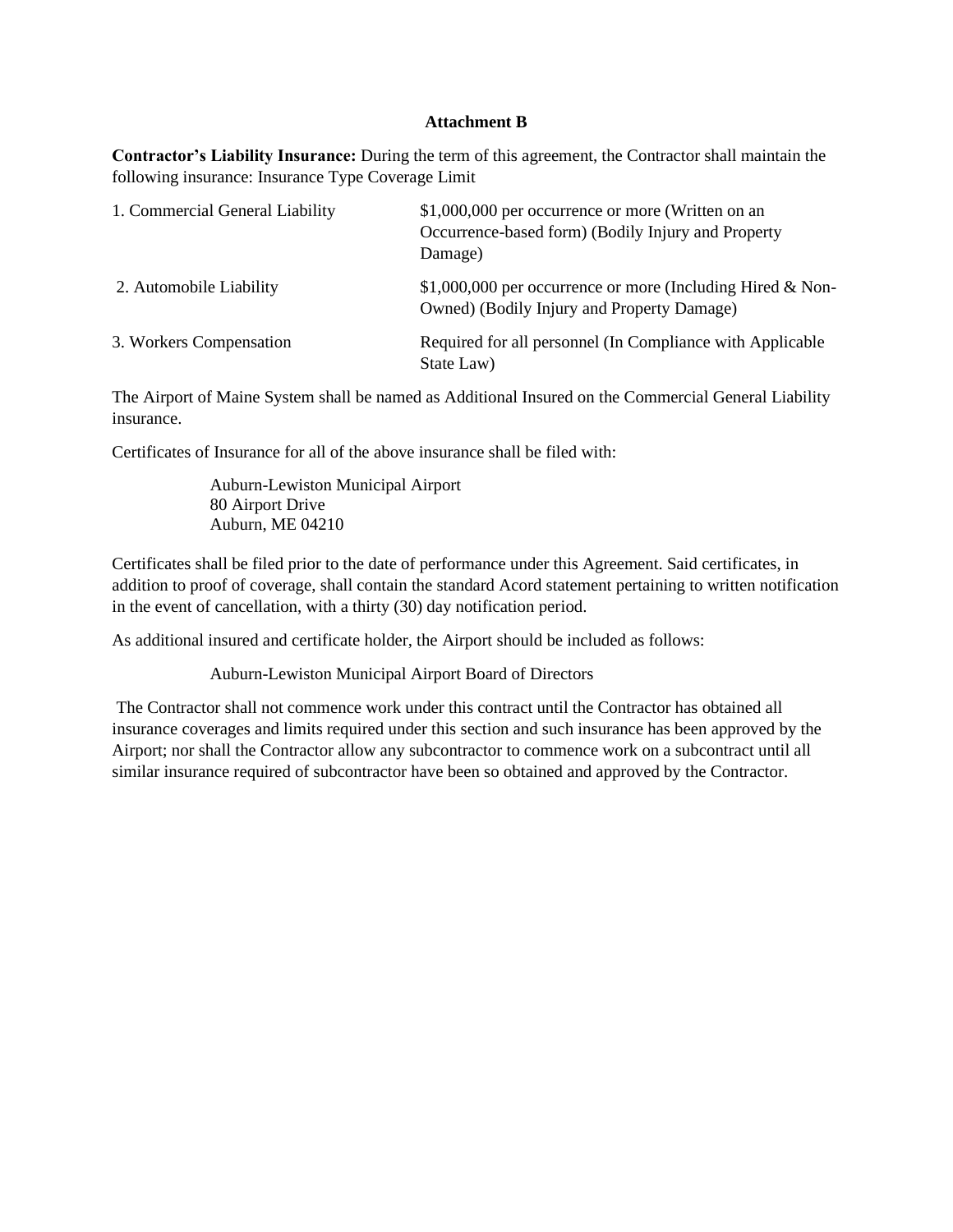**Attachment B**

**Contractor's Liability Insurance:** During the term of this agreement, the Contractor shall maintain the following insurance: Insurance Type Coverage Limit

| | |
|---|---|
| 1. Commercial General Liability | $1,000,000 per occurrence or more (Written on an Occurrence-based form) (Bodily Injury and Property Damage) |
| 2. Automobile Liability | $1,000,000 per occurrence or more (Including Hired & Non-Owned) (Bodily Injury and Property Damage) |
| 3. Workers Compensation | Required for all personnel (In Compliance with Applicable State Law) |

The Airport of Maine System shall be named as Additional Insured on the Commercial General Liability insurance.

Certificates of Insurance for all of the above insurance shall be filed with:

Auburn-Lewiston Municipal Airport
80 Airport Drive
Auburn, ME 04210

Certificates shall be filed prior to the date of performance under this Agreement. Said certificates, in addition to proof of coverage, shall contain the standard Acord statement pertaining to written notification in the event of cancellation, with a thirty (30) day notification period.

As additional insured and certificate holder, the Airport should be included as follows:

Auburn-Lewiston Municipal Airport Board of Directors

The Contractor shall not commence work under this contract until the Contractor has obtained all insurance coverages and limits required under this section and such insurance has been approved by the Airport; nor shall the Contractor allow any subcontractor to commence work on a subcontract until all similar insurance required of subcontractor have been so obtained and approved by the Contractor.